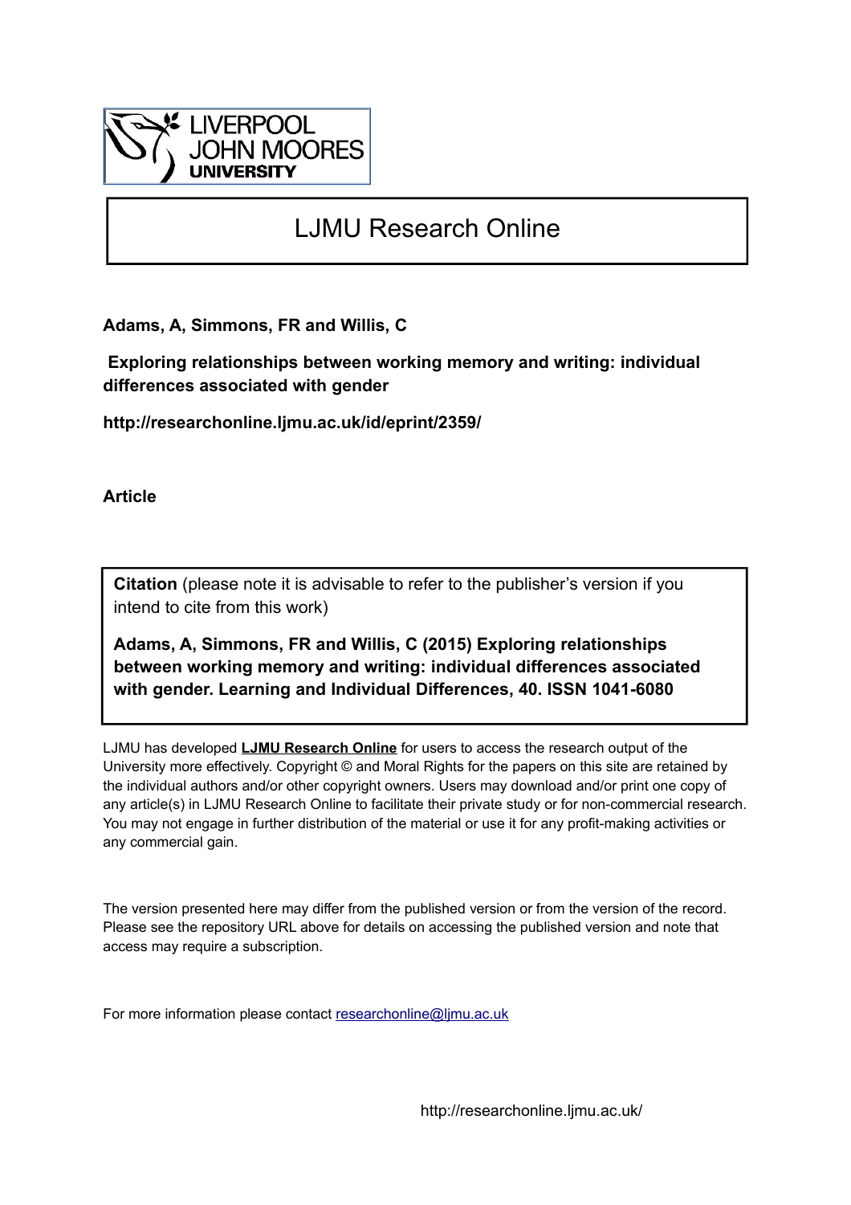LIVERPOOL JOHN MOORES UNIVERSITY

# LJMU Research Online

**Adams, A, Simmons, FR and Willis, C**

**Exploring relationships between working memory and writing: individual differences associated with gender**

**http://researchonline.ljmu.ac.uk/id/eprint/2359/**

**Article**

**Citation** (please note it is advisable to refer to the publisher's version if you intend to cite from this work)

**Adams, A, Simmons, FR and Willis, C (2015) Exploring relationships between working memory and writing: individual differences associated with gender. Learning and Individual Differences, 40. ISSN 1041-6080**

LJMU has developed **LJMU Research Online** for users to access the research output of the University more effectively. Copyright © and Moral Rights for the papers on this site are retained by the individual authors and/or other copyright owners. Users may download and/or print one copy of any article(s) in LJMU Research Online to facilitate their private study or for non-commercial research. You may not engage in further distribution of the material or use it for any profit-making activities or any commercial gain.

The version presented here may differ from the published version or from the version of the record. Please see the repository URL above for details on accessing the published version and note that access may require a subscription.

For more information please contact researchonline@ljmu.ac.uk

http://researchonline.ljmu.ac.uk/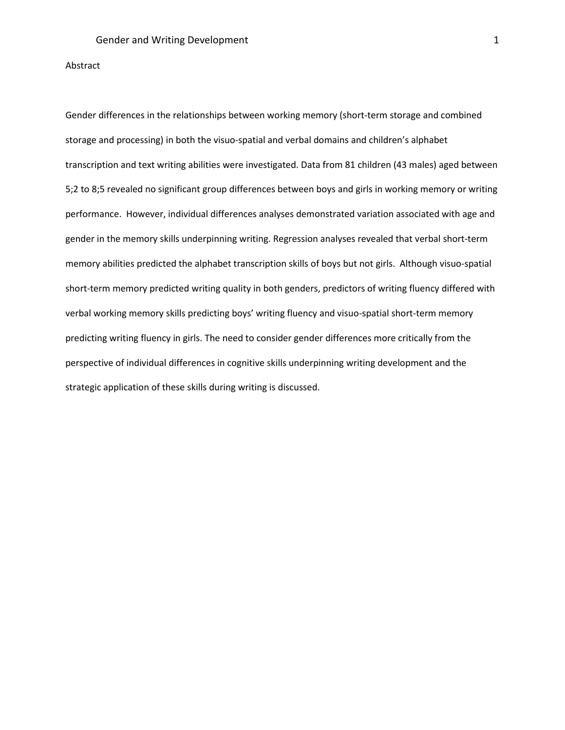Abstract

Gender differences in the relationships between working memory (short-term storage and combined storage and processing) in both the visuo-spatial and verbal domains and children's alphabet transcription and text writing abilities were investigated. Data from 81 children (43 males) aged between 5;2 to 8;5 revealed no significant group differences between boys and girls in working memory or writing performance. However, individual differences analyses demonstrated variation associated with age and gender in the memory skills underpinning writing. Regression analyses revealed that verbal short-term memory abilities predicted the alphabet transcription skills of boys but not girls. Although visuo-spatial short-term memory predicted writing quality in both genders, predictors of writing fluency differed with verbal working memory skills predicting boys' writing fluency and visuo-spatial short-term memory predicting writing fluency in girls. The need to consider gender differences more critically from the perspective of individual differences in cognitive skills underpinning writing development and the strategic application of these skills during writing is discussed.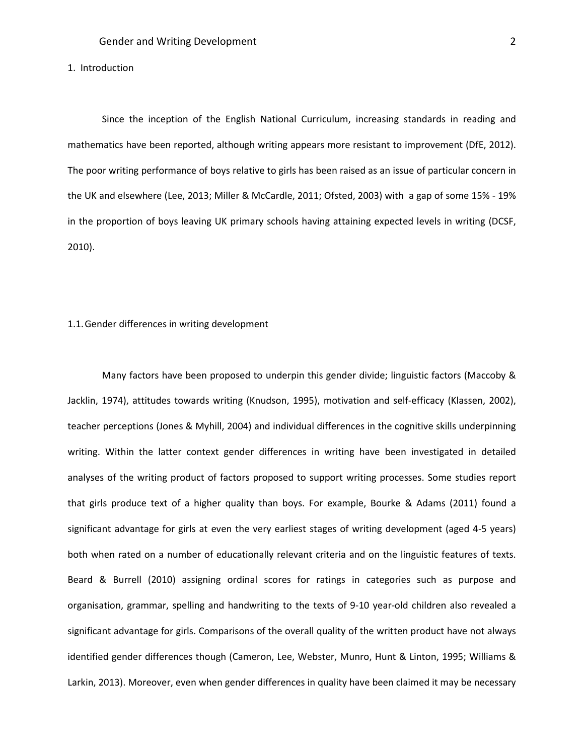## 1. Introduction

Since the inception of the English National Curriculum, increasing standards in reading and mathematics have been reported, although writing appears more resistant to improvement (DfE, 2012). The poor writing performance of boys relative to girls has been raised as an issue of particular concern in the UK and elsewhere (Lee, 2013; Miller & McCardle, 2011; Ofsted, 2003) with a gap of some 15% - 19% in the proportion of boys leaving UK primary schools having attaining expected levels in writing (DCSF, 2010).

### 1.1. Gender differences in writing development

Many factors have been proposed to underpin this gender divide; linguistic factors (Maccoby & Jacklin, 1974), attitudes towards writing (Knudson, 1995), motivation and self-efficacy (Klassen, 2002), teacher perceptions (Jones & Myhill, 2004) and individual differences in the cognitive skills underpinning writing. Within the latter context gender differences in writing have been investigated in detailed analyses of the writing product of factors proposed to support writing processes. Some studies report that girls produce text of a higher quality than boys. For example, Bourke & Adams (2011) found a significant advantage for girls at even the very earliest stages of writing development (aged 4-5 years) both when rated on a number of educationally relevant criteria and on the linguistic features of texts. Beard & Burrell (2010) assigning ordinal scores for ratings in categories such as purpose and organisation, grammar, spelling and handwriting to the texts of 9-10 year-old children also revealed a significant advantage for girls. Comparisons of the overall quality of the written product have not always identified gender differences though (Cameron, Lee, Webster, Munro, Hunt & Linton, 1995; Williams & Larkin, 2013). Moreover, even when gender differences in quality have been claimed it may be necessary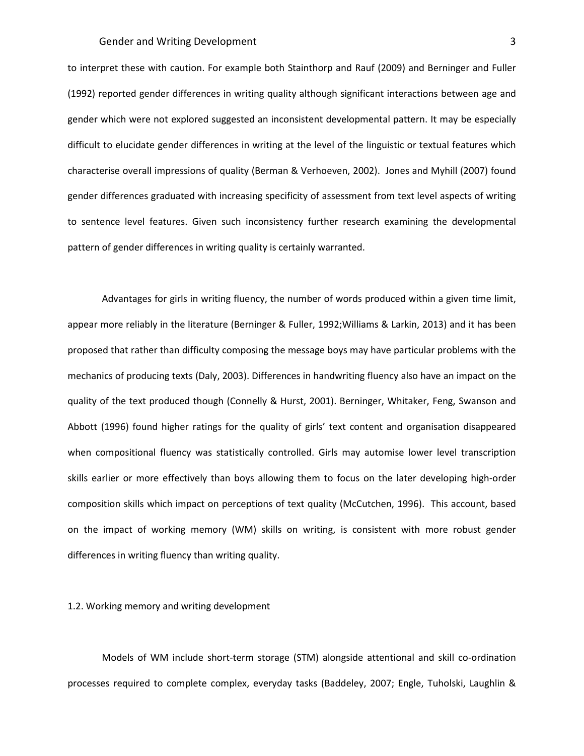to interpret these with caution. For example both Stainthorp and Rauf (2009) and Berninger and Fuller (1992) reported gender differences in writing quality although significant interactions between age and gender which were not explored suggested an inconsistent developmental pattern. It may be especially difficult to elucidate gender differences in writing at the level of the linguistic or textual features which characterise overall impressions of quality (Berman & Verhoeven, 2002). Jones and Myhill (2007) found gender differences graduated with increasing specificity of assessment from text level aspects of writing to sentence level features. Given such inconsistency further research examining the developmental pattern of gender differences in writing quality is certainly warranted.

Advantages for girls in writing fluency, the number of words produced within a given time limit, appear more reliably in the literature (Berninger & Fuller, 1992;Williams & Larkin, 2013) and it has been proposed that rather than difficulty composing the message boys may have particular problems with the mechanics of producing texts (Daly, 2003). Differences in handwriting fluency also have an impact on the quality of the text produced though (Connelly & Hurst, 2001). Berninger, Whitaker, Feng, Swanson and Abbott (1996) found higher ratings for the quality of girls' text content and organisation disappeared when compositional fluency was statistically controlled. Girls may automise lower level transcription skills earlier or more effectively than boys allowing them to focus on the later developing high-order composition skills which impact on perceptions of text quality (McCutchen, 1996). This account, based on the impact of working memory (WM) skills on writing, is consistent with more robust gender differences in writing fluency than writing quality.

### 1.2. Working memory and writing development

Models of WM include short-term storage (STM) alongside attentional and skill co-ordination processes required to complete complex, everyday tasks (Baddeley, 2007; Engle, Tuholski, Laughlin &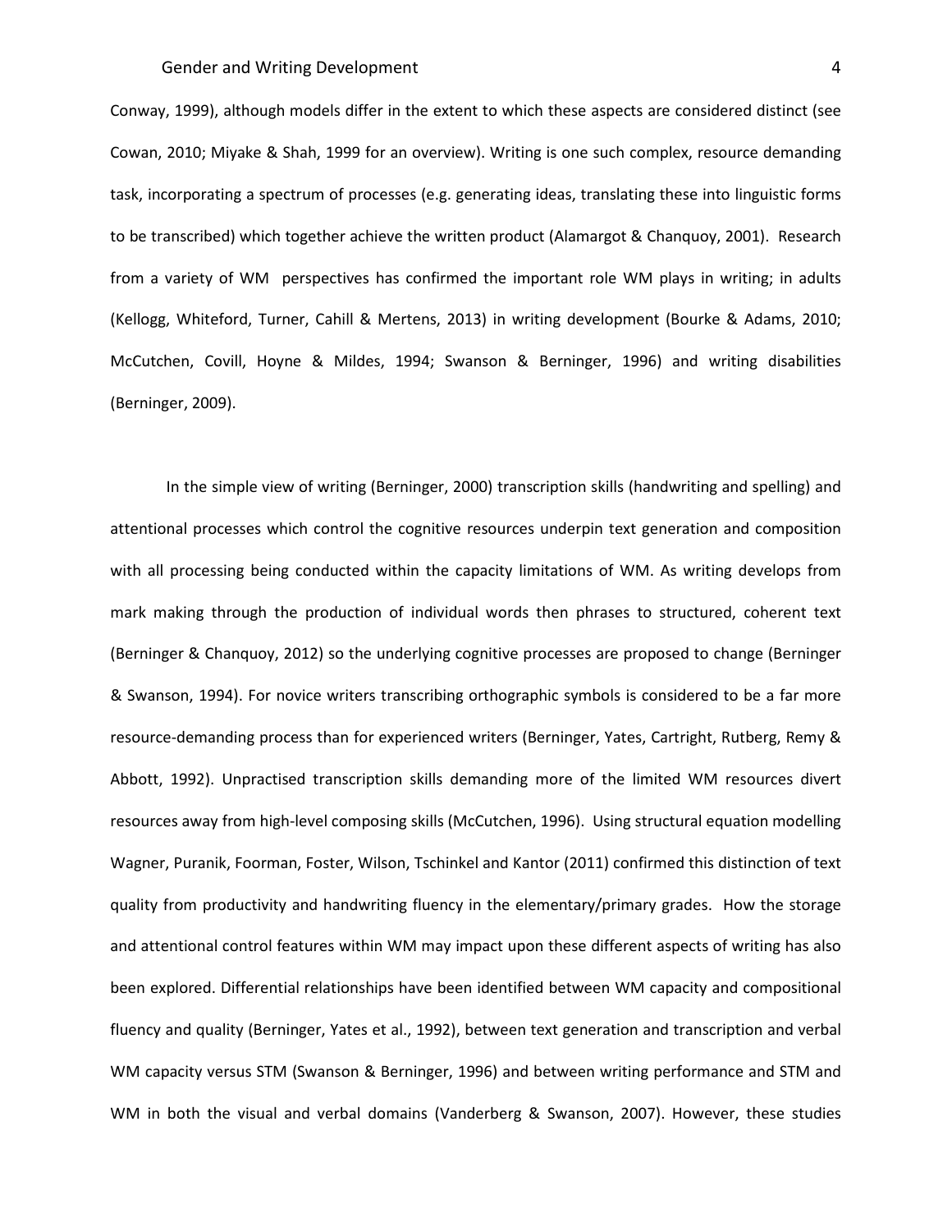Conway, 1999), although models differ in the extent to which these aspects are considered distinct (see Cowan, 2010; Miyake & Shah, 1999 for an overview). Writing is one such complex, resource demanding task, incorporating a spectrum of processes (e.g. generating ideas, translating these into linguistic forms to be transcribed) which together achieve the written product (Alamargot & Chanquoy, 2001). Research from a variety of WM perspectives has confirmed the important role WM plays in writing; in adults (Kellogg, Whiteford, Turner, Cahill & Mertens, 2013) in writing development (Bourke & Adams, 2010; McCutchen, Covill, Hoyne & Mildes, 1994; Swanson & Berninger, 1996) and writing disabilities (Berninger, 2009).

In the simple view of writing (Berninger, 2000) transcription skills (handwriting and spelling) and attentional processes which control the cognitive resources underpin text generation and composition with all processing being conducted within the capacity limitations of WM. As writing develops from mark making through the production of individual words then phrases to structured, coherent text (Berninger & Chanquoy, 2012) so the underlying cognitive processes are proposed to change (Berninger & Swanson, 1994). For novice writers transcribing orthographic symbols is considered to be a far more resource-demanding process than for experienced writers (Berninger, Yates, Cartright, Rutberg, Remy & Abbott, 1992). Unpractised transcription skills demanding more of the limited WM resources divert resources away from high-level composing skills (McCutchen, 1996). Using structural equation modelling Wagner, Puranik, Foorman, Foster, Wilson, Tschinkel and Kantor (2011) confirmed this distinction of text quality from productivity and handwriting fluency in the elementary/primary grades. How the storage and attentional control features within WM may impact upon these different aspects of writing has also been explored. Differential relationships have been identified between WM capacity and compositional fluency and quality (Berninger, Yates et al., 1992), between text generation and transcription and verbal WM capacity versus STM (Swanson & Berninger, 1996) and between writing performance and STM and WM in both the visual and verbal domains (Vanderberg & Swanson, 2007). However, these studies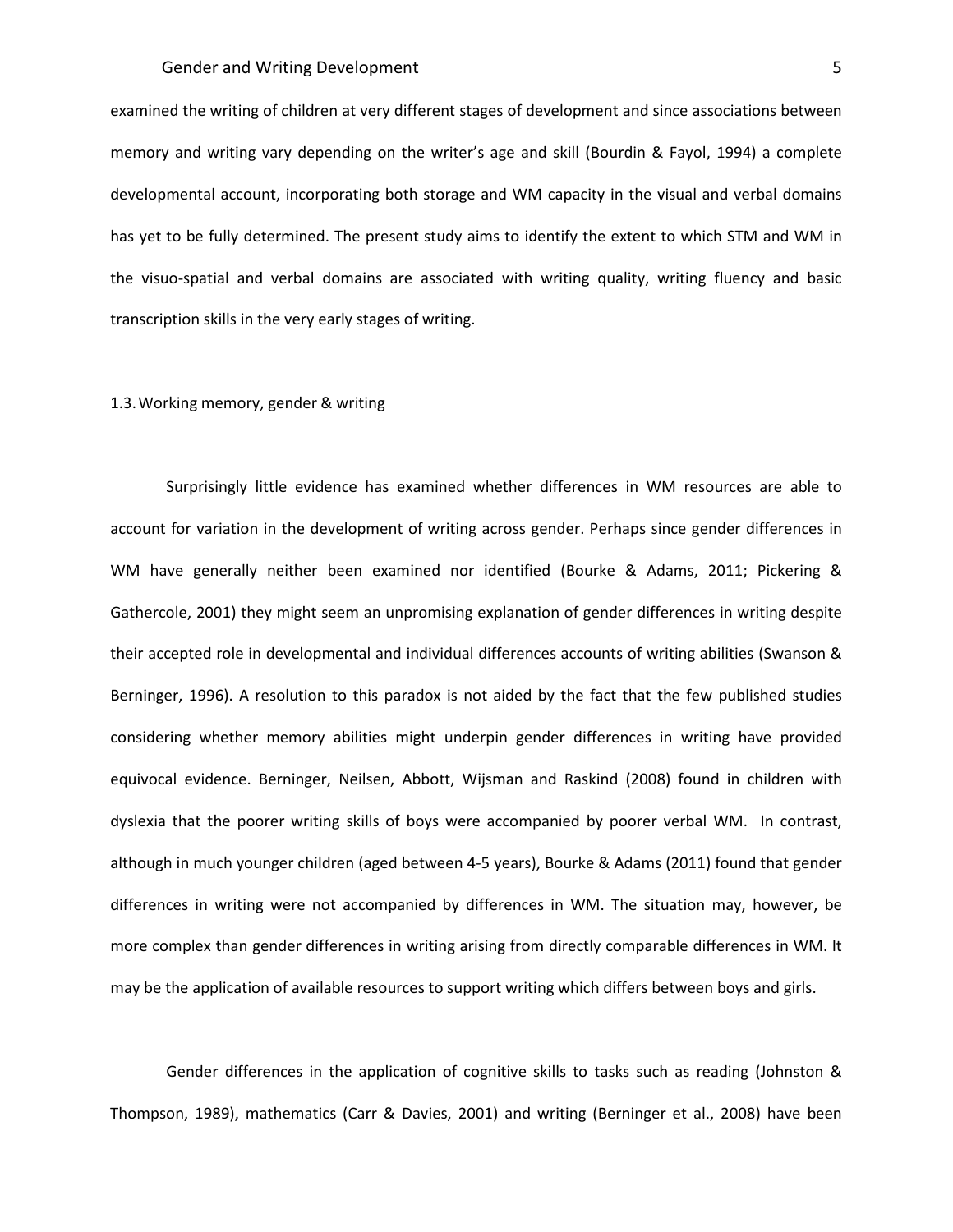examined the writing of children at very different stages of development and since associations between memory and writing vary depending on the writer's age and skill (Bourdin & Fayol, 1994) a complete developmental account, incorporating both storage and WM capacity in the visual and verbal domains has yet to be fully determined. The present study aims to identify the extent to which STM and WM in the visuo-spatial and verbal domains are associated with writing quality, writing fluency and basic transcription skills in the very early stages of writing.

### 1.3. Working memory, gender & writing

Surprisingly little evidence has examined whether differences in WM resources are able to account for variation in the development of writing across gender. Perhaps since gender differences in WM have generally neither been examined nor identified (Bourke & Adams, 2011; Pickering & Gathercole, 2001) they might seem an unpromising explanation of gender differences in writing despite their accepted role in developmental and individual differences accounts of writing abilities (Swanson & Berninger, 1996). A resolution to this paradox is not aided by the fact that the few published studies considering whether memory abilities might underpin gender differences in writing have provided equivocal evidence. Berninger, Neilsen, Abbott, Wijsman and Raskind (2008) found in children with dyslexia that the poorer writing skills of boys were accompanied by poorer verbal WM. In contrast, although in much younger children (aged between 4-5 years), Bourke & Adams (2011) found that gender differences in writing were not accompanied by differences in WM. The situation may, however, be more complex than gender differences in writing arising from directly comparable differences in WM. It may be the application of available resources to support writing which differs between boys and girls.

Gender differences in the application of cognitive skills to tasks such as reading (Johnston & Thompson, 1989), mathematics (Carr & Davies, 2001) and writing (Berninger et al., 2008) have been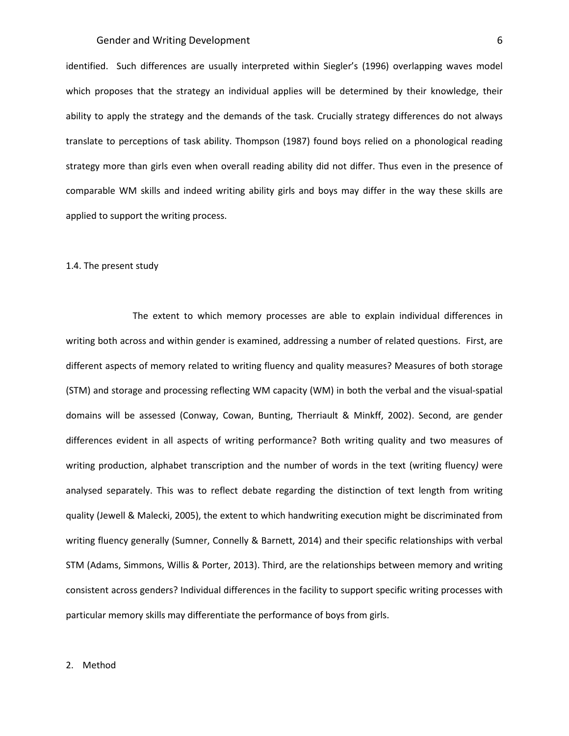identified. Such differences are usually interpreted within Siegler's (1996) overlapping waves model which proposes that the strategy an individual applies will be determined by their knowledge, their ability to apply the strategy and the demands of the task. Crucially strategy differences do not always translate to perceptions of task ability. Thompson (1987) found boys relied on a phonological reading strategy more than girls even when overall reading ability did not differ. Thus even in the presence of comparable WM skills and indeed writing ability girls and boys may differ in the way these skills are applied to support the writing process.

### 1.4. The present study

The extent to which memory processes are able to explain individual differences in writing both across and within gender is examined, addressing a number of related questions. First, are different aspects of memory related to writing fluency and quality measures? Measures of both storage (STM) and storage and processing reflecting WM capacity (WM) in both the verbal and the visual-spatial domains will be assessed (Conway, Cowan, Bunting, Therriault & Minkff, 2002). Second, are gender differences evident in all aspects of writing performance? Both writing quality and two measures of writing production, alphabet transcription and the number of words in the text (writing fluency*)* were analysed separately. This was to reflect debate regarding the distinction of text length from writing quality (Jewell & Malecki, 2005), the extent to which handwriting execution might be discriminated from writing fluency generally (Sumner, Connelly & Barnett, 2014) and their specific relationships with verbal STM (Adams, Simmons, Willis & Porter, 2013). Third, are the relationships between memory and writing consistent across genders? Individual differences in the facility to support specific writing processes with particular memory skills may differentiate the performance of boys from girls.

## 2. Method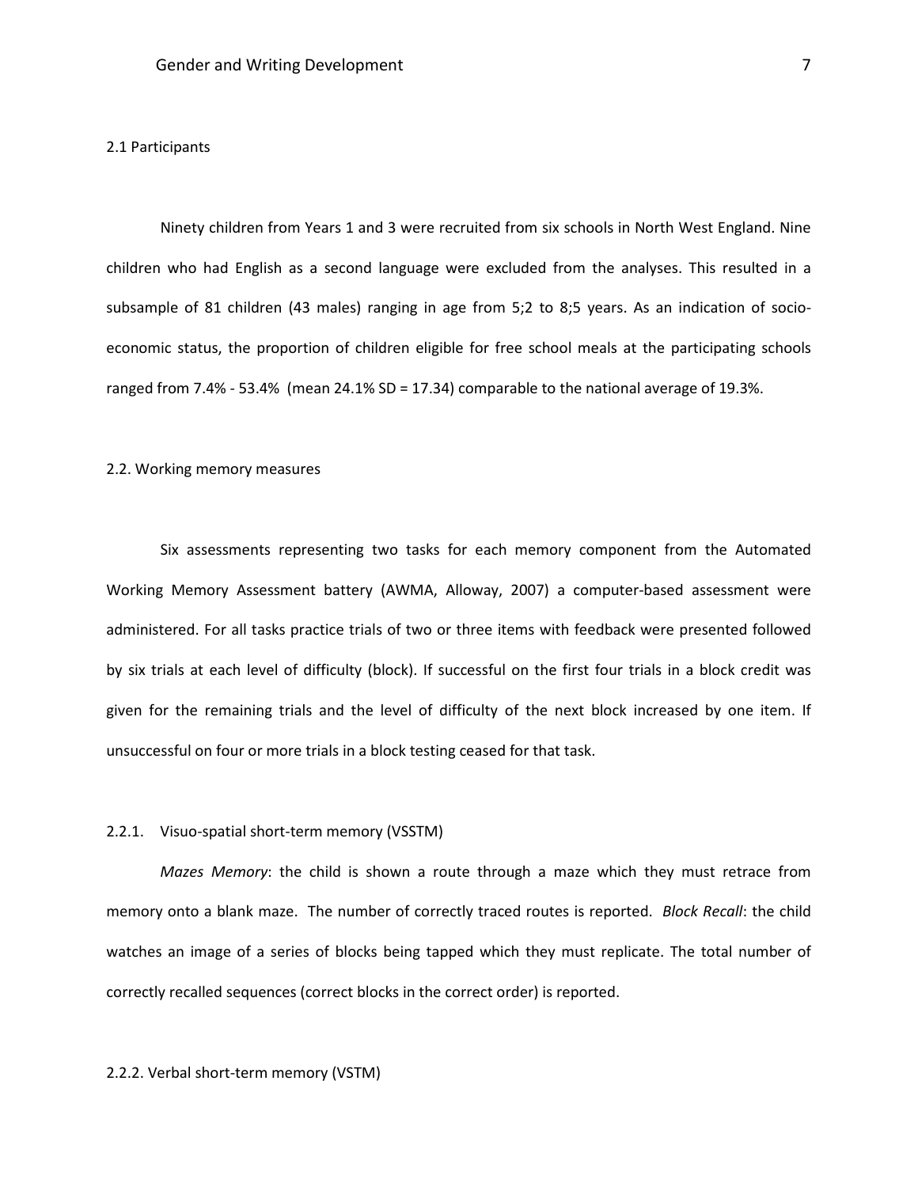### 2.1 Participants

Ninety children from Years 1 and 3 were recruited from six schools in North West England. Nine children who had English as a second language were excluded from the analyses. This resulted in a subsample of 81 children (43 males) ranging in age from 5;2 to 8;5 years. As an indication of socio-economic status, the proportion of children eligible for free school meals at the participating schools ranged from 7.4% - 53.4% (mean 24.1% SD = 17.34) comparable to the national average of 19.3%.

### 2.2. Working memory measures

Six assessments representing two tasks for each memory component from the Automated Working Memory Assessment battery (AWMA, Alloway, 2007) a computer-based assessment were administered. For all tasks practice trials of two or three items with feedback were presented followed by six trials at each level of difficulty (block). If successful on the first four trials in a block credit was given for the remaining trials and the level of difficulty of the next block increased by one item. If unsuccessful on four or more trials in a block testing ceased for that task.

#### 2.2.1. Visuo-spatial short-term memory (VSSTM)

*Mazes Memory*: the child is shown a route through a maze which they must retrace from memory onto a blank maze. The number of correctly traced routes is reported. *Block Recall*: the child watches an image of a series of blocks being tapped which they must replicate. The total number of correctly recalled sequences (correct blocks in the correct order) is reported.

#### 2.2.2. Verbal short-term memory (VSTM)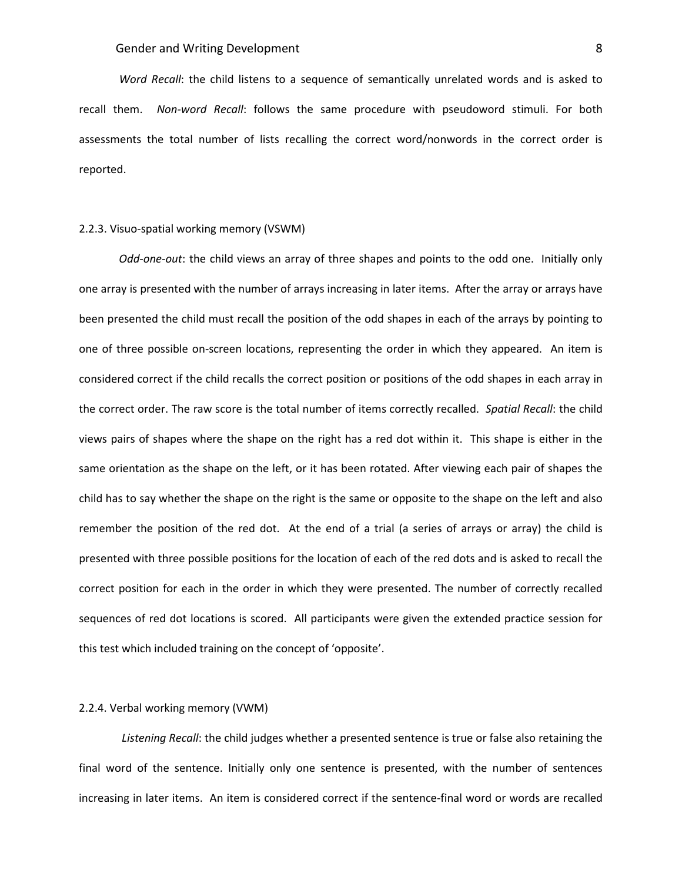*Word Recall*: the child listens to a sequence of semantically unrelated words and is asked to recall them. *Non-word Recall*: follows the same procedure with pseudoword stimuli. For both assessments the total number of lists recalling the correct word/nonwords in the correct order is reported.

### 2.2.3. Visuo-spatial working memory (VSWM)

*Odd-one-out*: the child views an array of three shapes and points to the odd one. Initially only one array is presented with the number of arrays increasing in later items. After the array or arrays have been presented the child must recall the position of the odd shapes in each of the arrays by pointing to one of three possible on-screen locations, representing the order in which they appeared. An item is considered correct if the child recalls the correct position or positions of the odd shapes in each array in the correct order. The raw score is the total number of items correctly recalled. *Spatial Recall*: the child views pairs of shapes where the shape on the right has a red dot within it. This shape is either in the same orientation as the shape on the left, or it has been rotated. After viewing each pair of shapes the child has to say whether the shape on the right is the same or opposite to the shape on the left and also remember the position of the red dot. At the end of a trial (a series of arrays or array) the child is presented with three possible positions for the location of each of the red dots and is asked to recall the correct position for each in the order in which they were presented. The number of correctly recalled sequences of red dot locations is scored. All participants were given the extended practice session for this test which included training on the concept of 'opposite'.

### 2.2.4. Verbal working memory (VWM)

*Listening Recall*: the child judges whether a presented sentence is true or false also retaining the final word of the sentence. Initially only one sentence is presented, with the number of sentences increasing in later items. An item is considered correct if the sentence-final word or words are recalled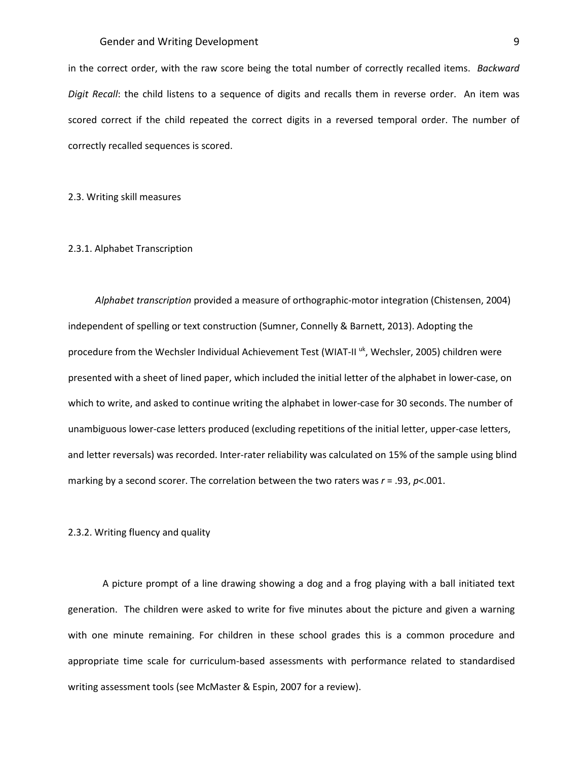in the correct order, with the raw score being the total number of correctly recalled items. *Backward Digit Recall*: the child listens to a sequence of digits and recalls them in reverse order. An item was scored correct if the child repeated the correct digits in a reversed temporal order. The number of correctly recalled sequences is scored.

### 2.3. Writing skill measures

#### 2.3.1. Alphabet Transcription

*Alphabet transcription* provided a measure of orthographic-motor integration (Chistensen, 2004) independent of spelling or text construction (Sumner, Connelly & Barnett, 2013). Adopting the procedure from the Wechsler Individual Achievement Test (WIAT-II [uk], Wechsler, 2005) children were presented with a sheet of lined paper, which included the initial letter of the alphabet in lower-case, on which to write, and asked to continue writing the alphabet in lower-case for 30 seconds. The number of unambiguous lower-case letters produced (excluding repetitions of the initial letter, upper-case letters, and letter reversals) was recorded. Inter-rater reliability was calculated on 15% of the sample using blind marking by a second scorer. The correlation between the two raters was $r = .93$, $p<.001$.

#### 2.3.2. Writing fluency and quality

A picture prompt of a line drawing showing a dog and a frog playing with a ball initiated text generation. The children were asked to write for five minutes about the picture and given a warning with one minute remaining. For children in these school grades this is a common procedure and appropriate time scale for curriculum-based assessments with performance related to standardised writing assessment tools (see McMaster & Espin, 2007 for a review).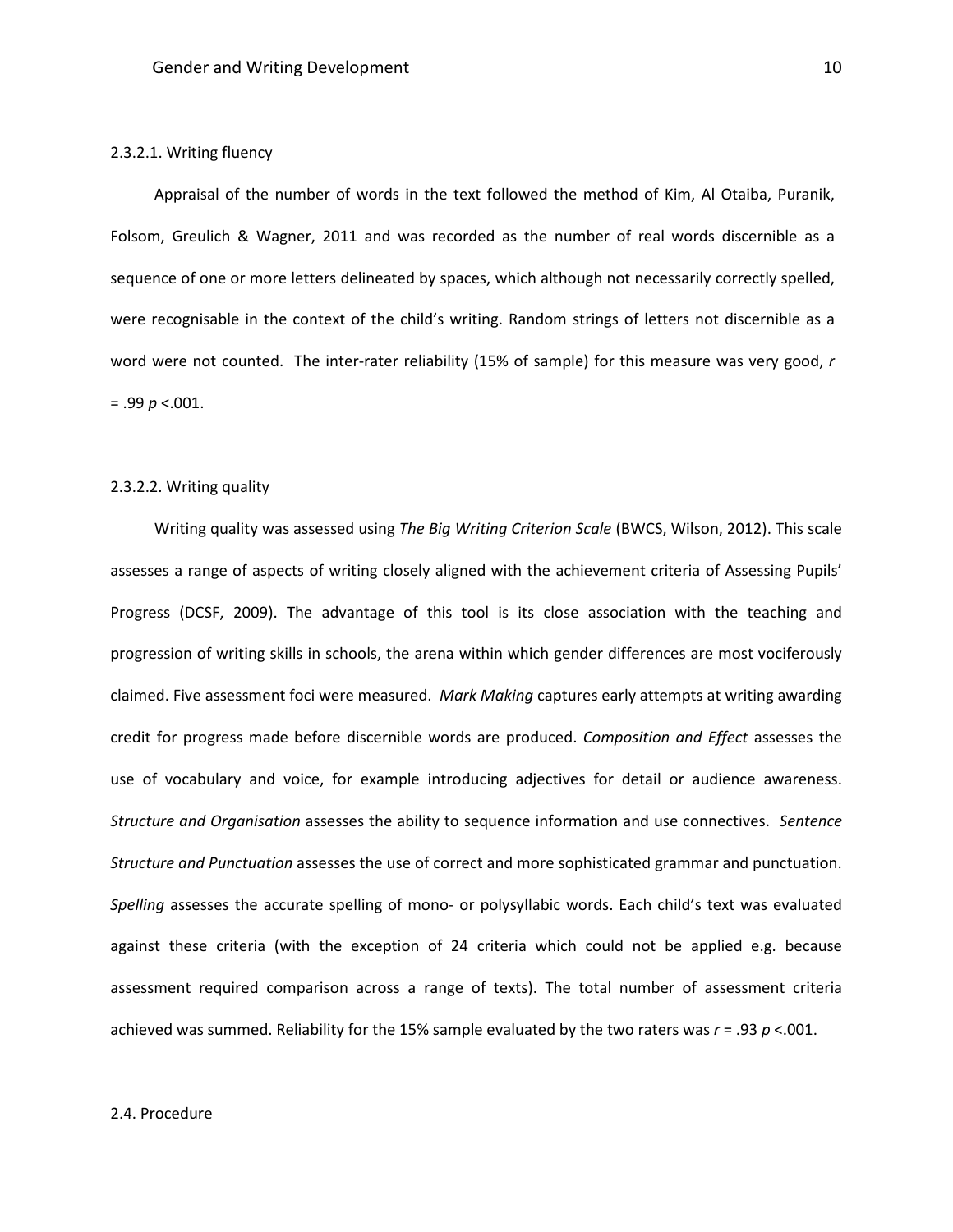#### 2.3.2.1. Writing fluency

Appraisal of the number of words in the text followed the method of Kim, Al Otaiba, Puranik, Folsom, Greulich & Wagner, 2011 and was recorded as the number of real words discernible as a sequence of one or more letters delineated by spaces, which although not necessarily correctly spelled, were recognisable in the context of the child's writing. Random strings of letters not discernible as a word were not counted. The inter-rater reliability (15% of sample) for this measure was very good, $r = .99$ $p < .001$.

#### 2.3.2.2. Writing quality

Writing quality was assessed using *The Big Writing Criterion Scale* (BWCS, Wilson, 2012). This scale assesses a range of aspects of writing closely aligned with the achievement criteria of Assessing Pupils' Progress (DCSF, 2009). The advantage of this tool is its close association with the teaching and progression of writing skills in schools, the arena within which gender differences are most vociferously claimed. Five assessment foci were measured. *Mark Making* captures early attempts at writing awarding credit for progress made before discernible words are produced. *Composition and Effect* assesses the use of vocabulary and voice, for example introducing adjectives for detail or audience awareness. *Structure and Organisation* assesses the ability to sequence information and use connectives. *Sentence Structure and Punctuation* assesses the use of correct and more sophisticated grammar and punctuation. *Spelling* assesses the accurate spelling of mono- or polysyllabic words. Each child's text was evaluated against these criteria (with the exception of 24 criteria which could not be applied e.g. because assessment required comparison across a range of texts). The total number of assessment criteria achieved was summed. Reliability for the 15% sample evaluated by the two raters was $r = .93$ $p < .001$.

### 2.4. Procedure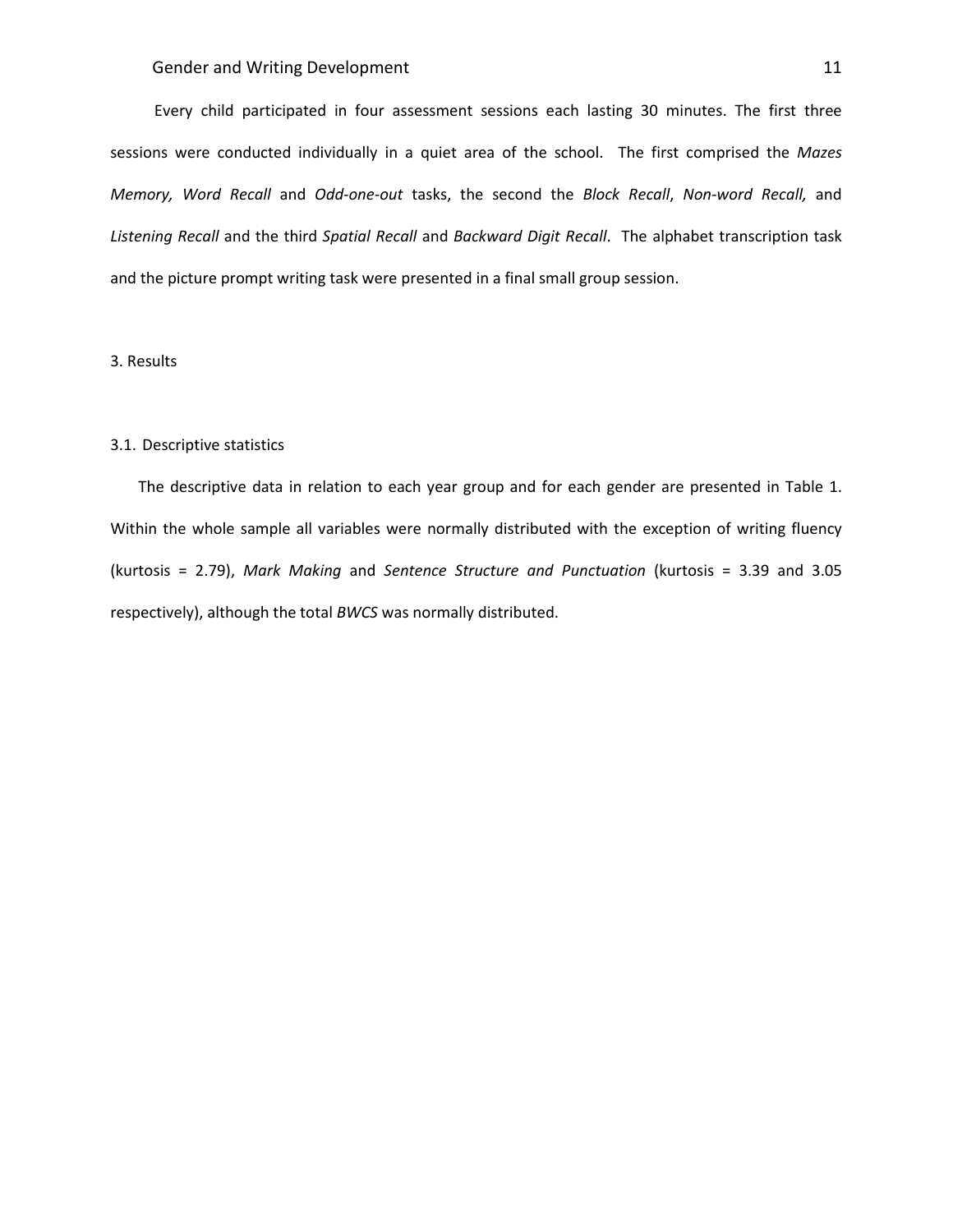Every child participated in four assessment sessions each lasting 30 minutes. The first three sessions were conducted individually in a quiet area of the school. The first comprised the *Mazes Memory, Word Recall* and *Odd-one-out* tasks, the second the *Block Recall*, *Non-word Recall,* and *Listening Recall* and the third *Spatial Recall* and *Backward Digit Recall*. The alphabet transcription task and the picture prompt writing task were presented in a final small group session.

## 3. Results

### 3.1. Descriptive statistics

The descriptive data in relation to each year group and for each gender are presented in Table 1. Within the whole sample all variables were normally distributed with the exception of writing fluency (kurtosis = 2.79), *Mark Making* and *Sentence Structure and Punctuation* (kurtosis = 3.39 and 3.05 respectively), although the total *BWCS* was normally distributed.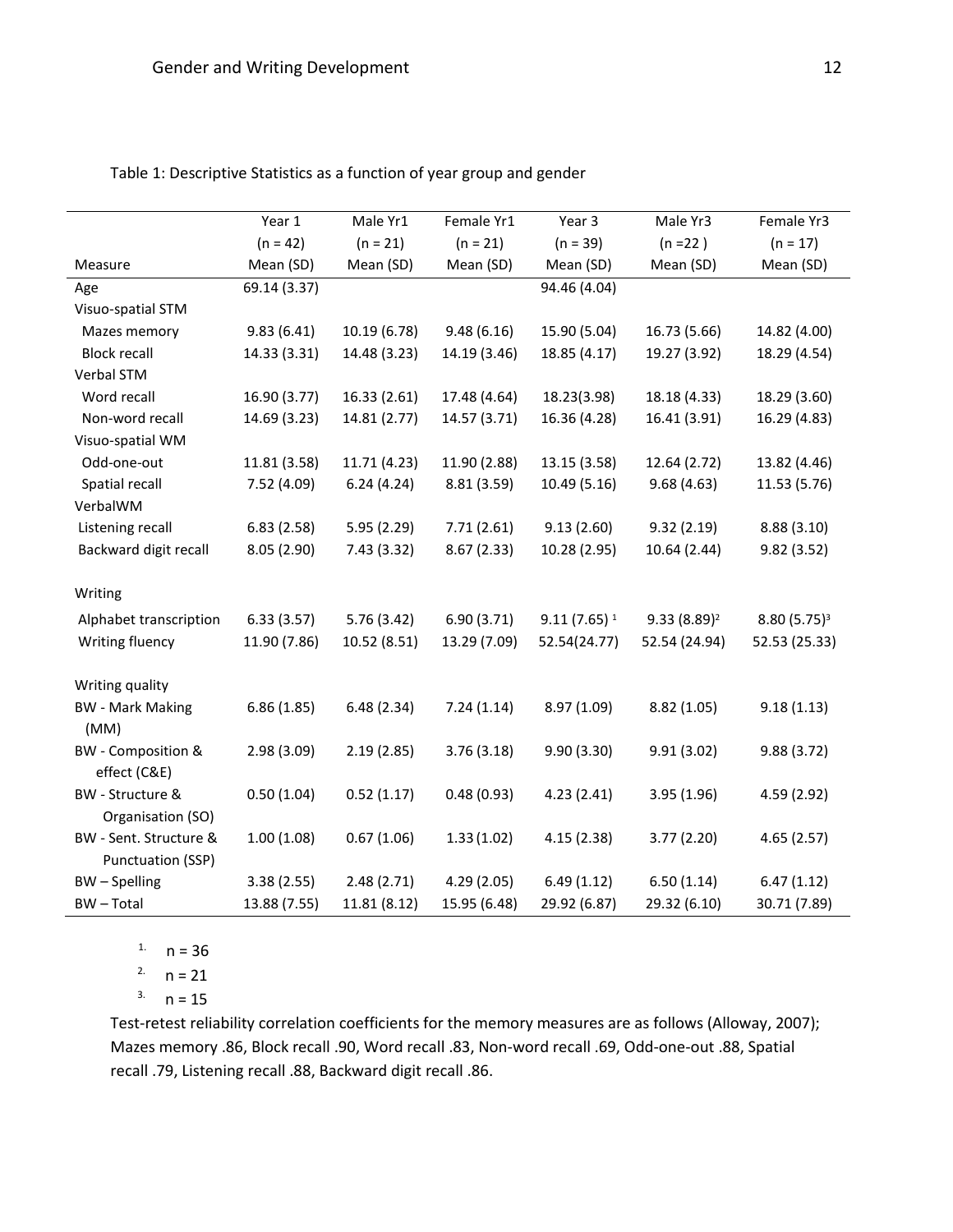Table 1: Descriptive Statistics as a function of year group and gender

| Measure | Year 1 (n = 42) Mean (SD) | Male Yr1 (n = 21) Mean (SD) | Female Yr1 (n = 21) Mean (SD) | Year 3 (n = 39) Mean (SD) | Male Yr3 (n =22 ) Mean (SD) | Female Yr3 (n = 17) Mean (SD) |
|---|---|---|---|---|---|---|
| Age | 69.14 (3.37) | | | 94.46 (4.04) | | |
| Visuo-spatial STM | | | | | | |
| Mazes memory | 9.83 (6.41) | 10.19 (6.78) | 9.48 (6.16) | 15.90 (5.04) | 16.73 (5.66) | 14.82 (4.00) |
| Block recall | 14.33 (3.31) | 14.48 (3.23) | 14.19 (3.46) | 18.85 (4.17) | 19.27 (3.92) | 18.29 (4.54) |
| Verbal STM | | | | | | |
| Word recall | 16.90 (3.77) | 16.33 (2.61) | 17.48 (4.64) | 18.23(3.98) | 18.18 (4.33) | 18.29 (3.60) |
| Non-word recall | 14.69 (3.23) | 14.81 (2.77) | 14.57 (3.71) | 16.36 (4.28) | 16.41 (3.91) | 16.29 (4.83) |
| Visuo-spatial WM | | | | | | |
| Odd-one-out | 11.81 (3.58) | 11.71 (4.23) | 11.90 (2.88) | 13.15 (3.58) | 12.64 (2.72) | 13.82 (4.46) |
| Spatial recall | 7.52 (4.09) | 6.24 (4.24) | 8.81 (3.59) | 10.49 (5.16) | 9.68 (4.63) | 11.53 (5.76) |
| VerbalWM | | | | | | |
| Listening recall | 6.83 (2.58) | 5.95 (2.29) | 7.71 (2.61) | 9.13 (2.60) | 9.32 (2.19) | 8.88 (3.10) |
| Backward digit recall | 8.05 (2.90) | 7.43 (3.32) | 8.67 (2.33) | 10.28 (2.95) | 10.64 (2.44) | 9.82 (3.52) |
| Writing | | | | | | |
| Alphabet transcription | 6.33 (3.57) | 5.76 (3.42) | 6.90 (3.71) | 9.11 (7.65) [1] | 9.33 (8.89)[2] | 8.80 (5.75)[3] |
| Writing fluency | 11.90 (7.86) | 10.52 (8.51) | 13.29 (7.09) | 52.54(24.77) | 52.54 (24.94) | 52.53 (25.33) |
| Writing quality | | | | | | |
| BW - Mark Making (MM) | 6.86 (1.85) | 6.48 (2.34) | 7.24 (1.14) | 8.97 (1.09) | 8.82 (1.05) | 9.18 (1.13) |
| BW - Composition & effect (C&E) | 2.98 (3.09) | 2.19 (2.85) | 3.76 (3.18) | 9.90 (3.30) | 9.91 (3.02) | 9.88 (3.72) |
| BW - Structure & Organisation (SO) | 0.50 (1.04) | 0.52 (1.17) | 0.48 (0.93) | 4.23 (2.41) | 3.95 (1.96) | 4.59 (2.92) |
| BW - Sent. Structure & Punctuation (SSP) | 1.00 (1.08) | 0.67 (1.06) | 1.33 (1.02) | 4.15 (2.38) | 3.77 (2.20) | 4.65 (2.57) |
| BW – Spelling | 3.38 (2.55) | 2.48 (2.71) | 4.29 (2.05) | 6.49 (1.12) | 6.50 (1.14) | 6.47 (1.12) |
| BW – Total | 13.88 (7.55) | 11.81 (8.12) | 15.95 (6.48) | 29.92 (6.87) | 29.32 (6.10) | 30.71 (7.89) |

1. n = 36
2. n = 21
3. n = 15

Test-retest reliability correlation coefficients for the memory measures are as follows (Alloway, 2007); Mazes memory .86, Block recall .90, Word recall .83, Non-word recall .69, Odd-one-out .88, Spatial recall .79, Listening recall .88, Backward digit recall .86.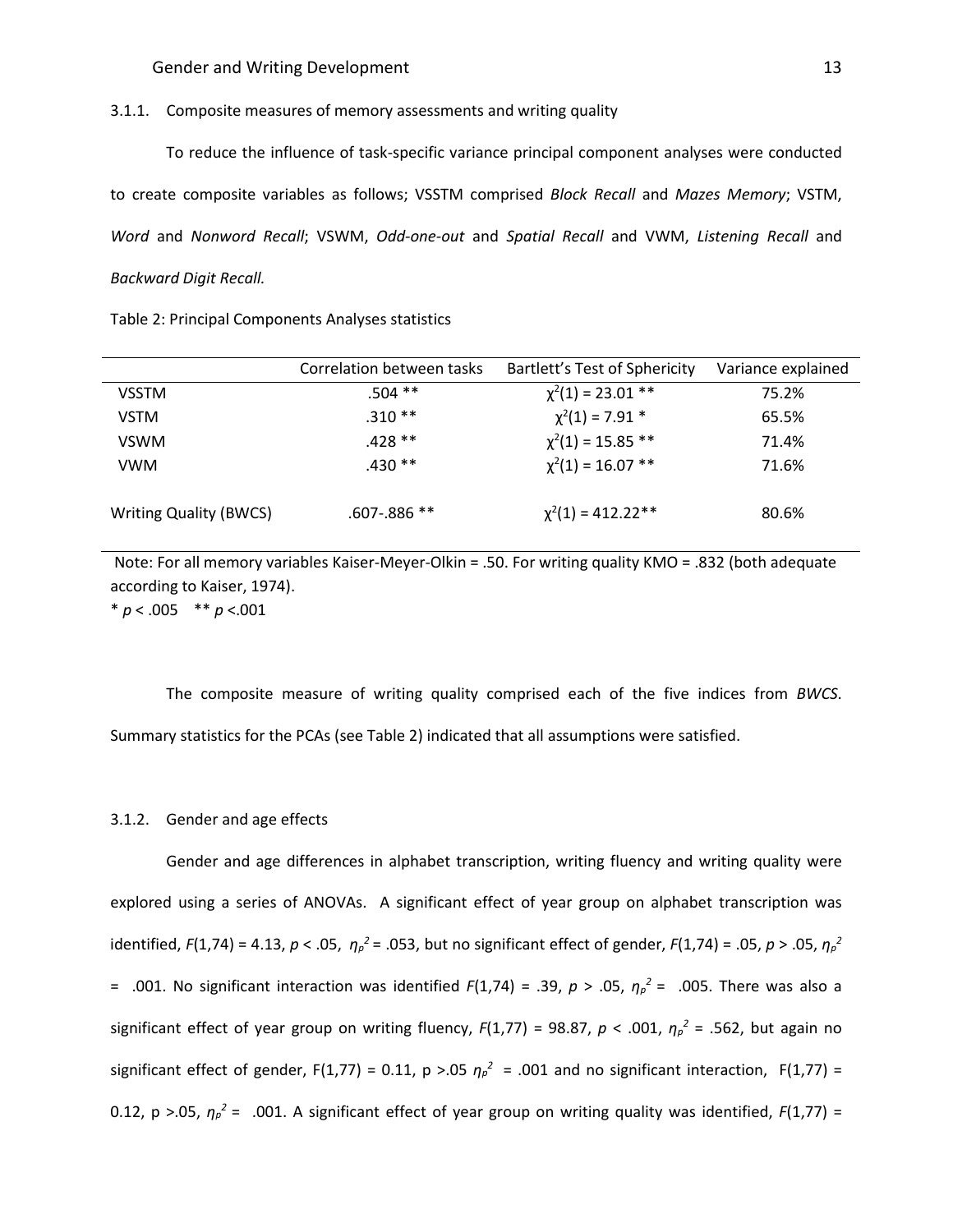### 3.1.1. Composite measures of memory assessments and writing quality

To reduce the influence of task-specific variance principal component analyses were conducted to create composite variables as follows; VSSTM comprised *Block Recall* and *Mazes Memory*; VSTM, *Word* and *Nonword Recall*; VSWM, *Odd-one-out* and *Spatial Recall* and VWM, *Listening Recall* and *Backward Digit Recall.*

Table 2: Principal Components Analyses statistics

| | Correlation between tasks | Bartlett's Test of Sphericity | Variance explained |
|---|---|---|---|
| VSSTM | .504 ** | $\chi^2(1) = 23.01$ ** | 75.2% |
| VSTM | .310 ** | $\chi^2(1) = 7.91$ * | 65.5% |
| VSWM | .428 ** | $\chi^2(1) = 15.85$ ** | 71.4% |
| VWM | .430 ** | $\chi^2(1) = 16.07$ ** | 71.6% |
| Writing Quality (BWCS) | .607-.886 ** | $\chi^2(1) = 412.22$** | 80.6% |

Note: For all memory variables Kaiser-Meyer-Olkin = .50. For writing quality KMO = .832 (both adequate according to Kaiser, 1974).
\* $p < .005$ ** $p < .001$

The composite measure of writing quality comprised each of the five indices from *BWCS.* Summary statistics for the PCAs (see Table 2) indicated that all assumptions were satisfied.

### 3.1.2. Gender and age effects

Gender and age differences in alphabet transcription, writing fluency and writing quality were explored using a series of ANOVAs. A significant effect of year group on alphabet transcription was identified, $F(1,74) = 4.13$, $p < .05$, $\eta_p^2 = .053$, but no significant effect of gender, $F(1,74) = .05$, $p > .05$, $\eta_p^2 = .001$. No significant interaction was identified $F(1,74) = .39$, $p > .05$, $\eta_p^2 = .005$. There was also a significant effect of year group on writing fluency, $F(1,77) = 98.87$, $p < .001$, $\eta_p^2 = .562$, but again no significant effect of gender, $F(1,77) = 0.11$, $p > .05$ $\eta_p^2 = .001$ and no significant interaction, $F(1,77) = 0.12$, $p > .05$, $\eta_p^2 = .001$. A significant effect of year group on writing quality was identified, $F(1,77) =$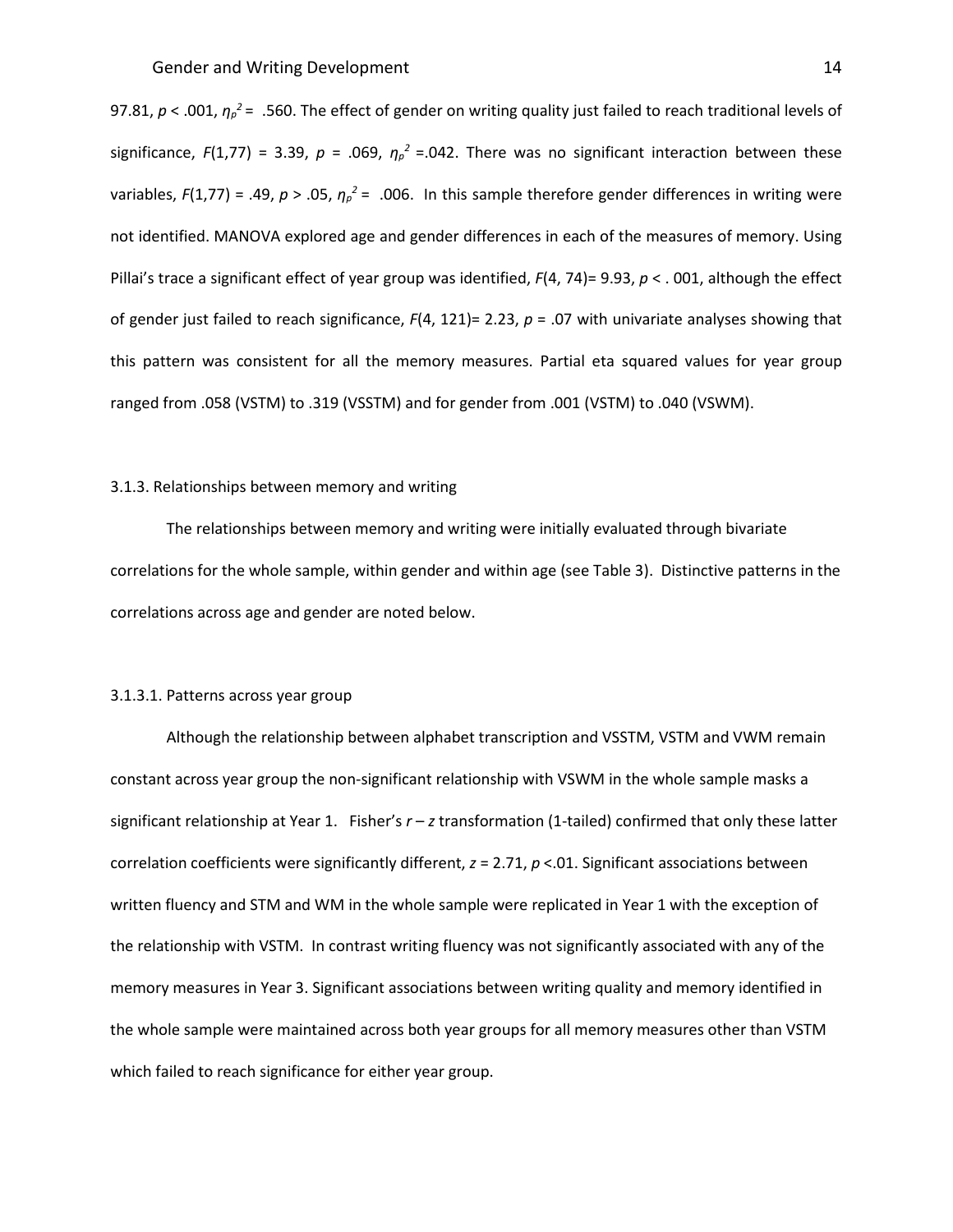97.81, $p < .001$, $\eta_p^2 = .560$. The effect of gender on writing quality just failed to reach traditional levels of significance, $F(1,77) = 3.39$, $p = .069$, $\eta_p^2 = .042$. There was no significant interaction between these variables, $F(1,77) = .49$, $p > .05$, $\eta_p^2 = .006$. In this sample therefore gender differences in writing were not identified. MANOVA explored age and gender differences in each of the measures of memory. Using Pillai's trace a significant effect of year group was identified, $F(4, 74) = 9.93$, $p < .001$, although the effect of gender just failed to reach significance, $F(4, 121) = 2.23$, $p = .07$ with univariate analyses showing that this pattern was consistent for all the memory measures. Partial eta squared values for year group ranged from .058 (VSTM) to .319 (VSSTM) and for gender from .001 (VSTM) to .040 (VSWM).

### 3.1.3. Relationships between memory and writing

The relationships between memory and writing were initially evaluated through bivariate correlations for the whole sample, within gender and within age (see Table 3). Distinctive patterns in the correlations across age and gender are noted below.

#### 3.1.3.1. Patterns across year group

Although the relationship between alphabet transcription and VSSTM, VSTM and VWM remain constant across year group the non-significant relationship with VSWM in the whole sample masks a significant relationship at Year 1. Fisher's $r - z$ transformation (1-tailed) confirmed that only these latter correlation coefficients were significantly different, $z = 2.71$, $p < .01$. Significant associations between written fluency and STM and WM in the whole sample were replicated in Year 1 with the exception of the relationship with VSTM. In contrast writing fluency was not significantly associated with any of the memory measures in Year 3. Significant associations between writing quality and memory identified in the whole sample were maintained across both year groups for all memory measures other than VSTM which failed to reach significance for either year group.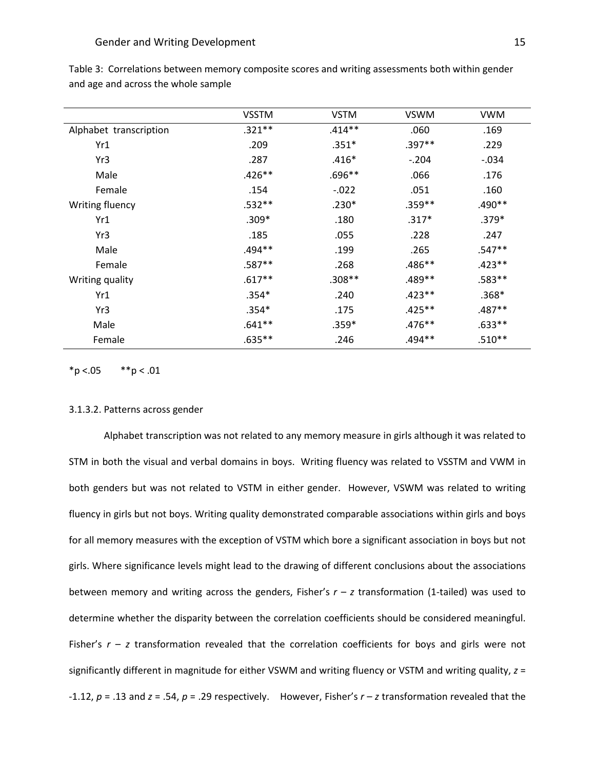Table 3: Correlations between memory composite scores and writing assessments both within gender and age and across the whole sample

| | VSSTM | VSTM | VSWM | VWM |
|---|---|---|---|---|
| Alphabet transcription | .321** | .414** | .060 | .169 |
| Yr1 | .209 | .351* | .397** | .229 |
| Yr3 | .287 | .416* | -.204 | -.034 |
| Male | .426** | .696** | .066 | .176 |
| Female | .154 | -.022 | .051 | .160 |
| Writing fluency | .532** | .230* | .359** | .490** |
| Yr1 | .309* | .180 | .317* | .379* |
| Yr3 | .185 | .055 | .228 | .247 |
| Male | .494** | .199 | .265 | .547** |
| Female | .587** | .268 | .486** | .423** |
| Writing quality | .617** | .308** | .489** | .583** |
| Yr1 | .354* | .240 | .423** | .368* |
| Yr3 | .354* | .175 | .425** | .487** |
| Male | .641** | .359* | .476** | .633** |
| Female | .635** | .246 | .494** | .510** |

*p <.05 **p < .01

3.1.3.2. Patterns across gender

Alphabet transcription was not related to any memory measure in girls although it was related to STM in both the visual and verbal domains in boys. Writing fluency was related to VSSTM and VWM in both genders but was not related to VSTM in either gender. However, VSWM was related to writing fluency in girls but not boys. Writing quality demonstrated comparable associations within girls and boys for all memory measures with the exception of VSTM which bore a significant association in boys but not girls. Where significance levels might lead to the drawing of different conclusions about the associations between memory and writing across the genders, Fisher's $r$ – $z$ transformation (1-tailed) was used to determine whether the disparity between the correlation coefficients should be considered meaningful. Fisher's $r$ – $z$ transformation revealed that the correlation coefficients for boys and girls were not significantly different in magnitude for either VSWM and writing fluency or VSTM and writing quality, $z = -1.12$, $p = .13$ and $z = .54$, $p = .29$ respectively. However, Fisher's $r$ – $z$ transformation revealed that the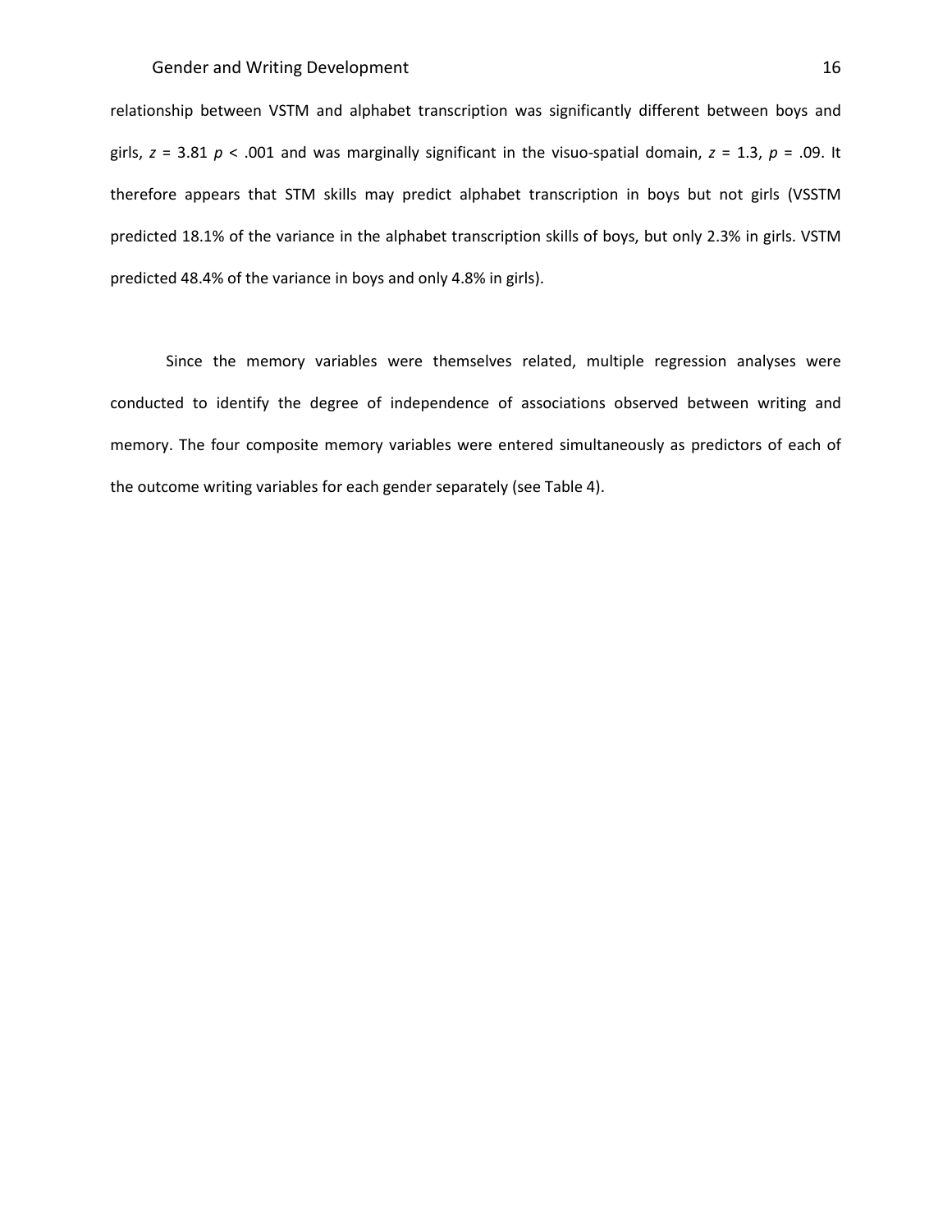relationship between VSTM and alphabet transcription was significantly different between boys and girls, $z = 3.81$ $p < .001$ and was marginally significant in the visuo-spatial domain, $z = 1.3$, $p = .09$. It therefore appears that STM skills may predict alphabet transcription in boys but not girls (VSSTM predicted 18.1% of the variance in the alphabet transcription skills of boys, but only 2.3% in girls. VSTM predicted 48.4% of the variance in boys and only 4.8% in girls).

Since the memory variables were themselves related, multiple regression analyses were conducted to identify the degree of independence of associations observed between writing and memory. The four composite memory variables were entered simultaneously as predictors of each of the outcome writing variables for each gender separately (see Table 4).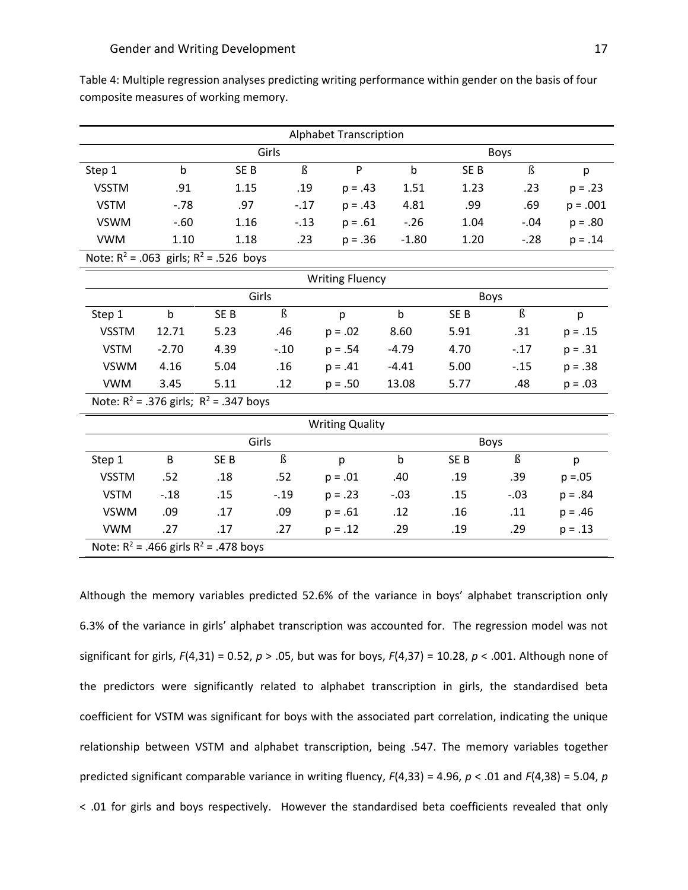Table 4: Multiple regression analyses predicting writing performance within gender on the basis of four composite measures of working memory.

| Alphabet Transcription | | | | | | | | |
|---|---|---|---|---|---|---|---|---|
| | Girls | | | | Boys | | | |
| Step 1 | b | SE B | ß | P | b | SE B | ß | p |
| VSSTM | .91 | 1.15 | .19 | p = .43 | 1.51 | 1.23 | .23 | p = .23 |
| VSTM | -.78 | .97 | -.17 | p = .43 | 4.81 | .99 | .69 | p = .001 |
| VSWM | -.60 | 1.16 | -.13 | p = .61 | -.26 | 1.04 | -.04 | p = .80 |
| VWM | 1.10 | 1.18 | .23 | p = .36 | -1.80 | 1.20 | -.28 | p = .14 |
| Note: $R^2$ = .063 girls; $R^2$ = .526 boys | | | | | | | | |

| Writing Fluency | | | | | | | | |
|---|---|---|---|---|---|---|---|---|
| | Girls | | | | Boys | | | |
| Step 1 | b | SE B | ß | p | b | SE B | ß | p |
| VSSTM | 12.71 | 5.23 | .46 | p = .02 | 8.60 | 5.91 | .31 | p = .15 |
| VSTM | -2.70 | 4.39 | -.10 | p = .54 | -4.79 | 4.70 | -.17 | p = .31 |
| VSWM | 4.16 | 5.04 | .16 | p = .41 | -4.41 | 5.00 | -.15 | p = .38 |
| VWM | 3.45 | 5.11 | .12 | p = .50 | 13.08 | 5.77 | .48 | p = .03 |
| Note: $R^2$ = .376 girls; $R^2$ = .347 boys | | | | | | | | |

| Writing Quality | | | | | | | | |
|---|---|---|---|---|---|---|---|---|
| | Girls | | | | Boys | | | |
| Step 1 | B | SE B | ß | p | b | SE B | ß | p |
| VSSTM | .52 | .18 | .52 | p = .01 | .40 | .19 | .39 | p =.05 |
| VSTM | -.18 | .15 | -.19 | p = .23 | -.03 | .15 | -.03 | p = .84 |
| VSWM | .09 | .17 | .09 | p = .61 | .12 | .16 | .11 | p = .46 |
| VWM | .27 | .17 | .27 | p = .12 | .29 | .19 | .29 | p = .13 |
| Note: $R^2$ = .466 girls $R^2$ = .478 boys | | | | | | | | |

Although the memory variables predicted 52.6% of the variance in boys' alphabet transcription only 6.3% of the variance in girls' alphabet transcription was accounted for. The regression model was not significant for girls, $F(4,31) = 0.52$, $p > .05$, but was for boys, $F(4,37) = 10.28$, $p < .001$. Although none of the predictors were significantly related to alphabet transcription in girls, the standardised beta coefficient for VSTM was significant for boys with the associated part correlation, indicating the unique relationship between VSTM and alphabet transcription, being .547. The memory variables together predicted significant comparable variance in writing fluency, $F(4,33) = 4.96$, $p < .01$ and $F(4,38) = 5.04$, $p < .01$ for girls and boys respectively. However the standardised beta coefficients revealed that only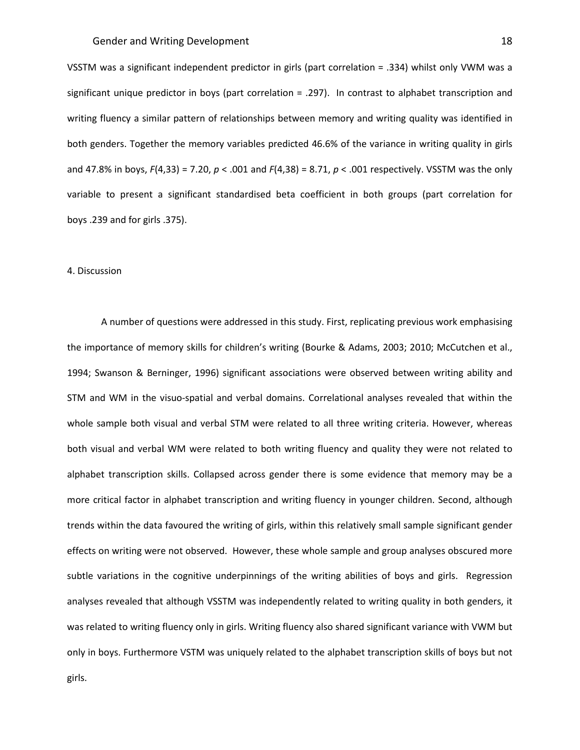VSSTM was a significant independent predictor in girls (part correlation = .334) whilst only VWM was a significant unique predictor in boys (part correlation = .297). In contrast to alphabet transcription and writing fluency a similar pattern of relationships between memory and writing quality was identified in both genders. Together the memory variables predicted 46.6% of the variance in writing quality in girls and 47.8% in boys, $F(4,33) = 7.20$, $p < .001$ and $F(4,38) = 8.71$, $p < .001$ respectively. VSSTM was the only variable to present a significant standardised beta coefficient in both groups (part correlation for boys .239 and for girls .375).

## 4. Discussion

A number of questions were addressed in this study. First, replicating previous work emphasising the importance of memory skills for children's writing (Bourke & Adams, 2003; 2010; McCutchen et al., 1994; Swanson & Berninger, 1996) significant associations were observed between writing ability and STM and WM in the visuo-spatial and verbal domains. Correlational analyses revealed that within the whole sample both visual and verbal STM were related to all three writing criteria. However, whereas both visual and verbal WM were related to both writing fluency and quality they were not related to alphabet transcription skills. Collapsed across gender there is some evidence that memory may be a more critical factor in alphabet transcription and writing fluency in younger children. Second, although trends within the data favoured the writing of girls, within this relatively small sample significant gender effects on writing were not observed. However, these whole sample and group analyses obscured more subtle variations in the cognitive underpinnings of the writing abilities of boys and girls. Regression analyses revealed that although VSSTM was independently related to writing quality in both genders, it was related to writing fluency only in girls. Writing fluency also shared significant variance with VWM but only in boys. Furthermore VSTM was uniquely related to the alphabet transcription skills of boys but not girls.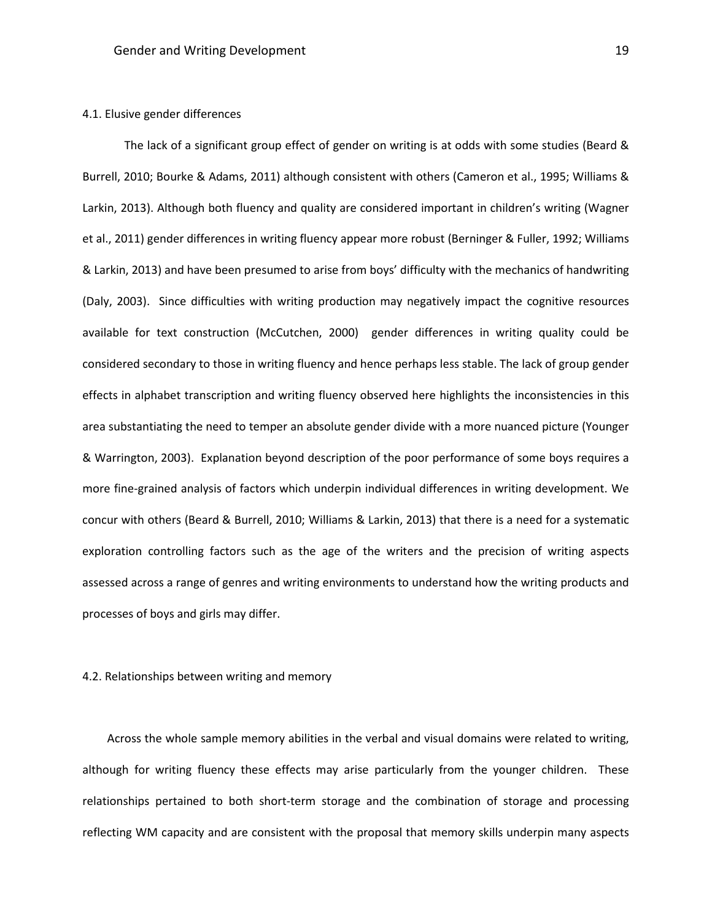### 4.1. Elusive gender differences

The lack of a significant group effect of gender on writing is at odds with some studies (Beard & Burrell, 2010; Bourke & Adams, 2011) although consistent with others (Cameron et al., 1995; Williams & Larkin, 2013). Although both fluency and quality are considered important in children's writing (Wagner et al., 2011) gender differences in writing fluency appear more robust (Berninger & Fuller, 1992; Williams & Larkin, 2013) and have been presumed to arise from boys' difficulty with the mechanics of handwriting (Daly, 2003). Since difficulties with writing production may negatively impact the cognitive resources available for text construction (McCutchen, 2000) gender differences in writing quality could be considered secondary to those in writing fluency and hence perhaps less stable. The lack of group gender effects in alphabet transcription and writing fluency observed here highlights the inconsistencies in this area substantiating the need to temper an absolute gender divide with a more nuanced picture (Younger & Warrington, 2003). Explanation beyond description of the poor performance of some boys requires a more fine-grained analysis of factors which underpin individual differences in writing development. We concur with others (Beard & Burrell, 2010; Williams & Larkin, 2013) that there is a need for a systematic exploration controlling factors such as the age of the writers and the precision of writing aspects assessed across a range of genres and writing environments to understand how the writing products and processes of boys and girls may differ.

### 4.2. Relationships between writing and memory

Across the whole sample memory abilities in the verbal and visual domains were related to writing, although for writing fluency these effects may arise particularly from the younger children. These relationships pertained to both short-term storage and the combination of storage and processing reflecting WM capacity and are consistent with the proposal that memory skills underpin many aspects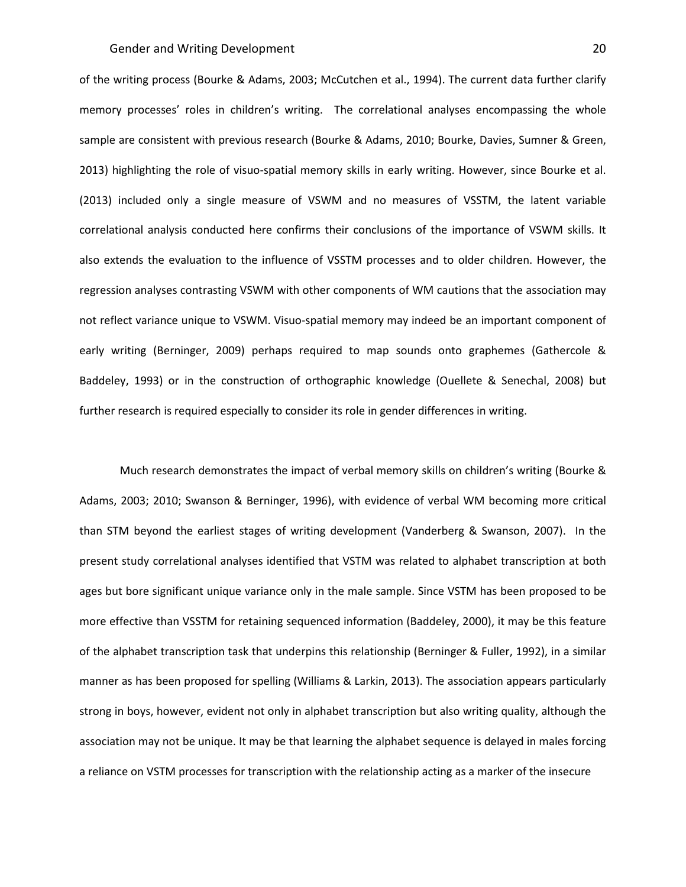of the writing process (Bourke & Adams, 2003; McCutchen et al., 1994). The current data further clarify memory processes' roles in children's writing. The correlational analyses encompassing the whole sample are consistent with previous research (Bourke & Adams, 2010; Bourke, Davies, Sumner & Green, 2013) highlighting the role of visuo-spatial memory skills in early writing. However, since Bourke et al. (2013) included only a single measure of VSWM and no measures of VSSTM, the latent variable correlational analysis conducted here confirms their conclusions of the importance of VSWM skills. It also extends the evaluation to the influence of VSSTM processes and to older children. However, the regression analyses contrasting VSWM with other components of WM cautions that the association may not reflect variance unique to VSWM. Visuo-spatial memory may indeed be an important component of early writing (Berninger, 2009) perhaps required to map sounds onto graphemes (Gathercole & Baddeley, 1993) or in the construction of orthographic knowledge (Ouellete & Senechal, 2008) but further research is required especially to consider its role in gender differences in writing.

Much research demonstrates the impact of verbal memory skills on children's writing (Bourke & Adams, 2003; 2010; Swanson & Berninger, 1996), with evidence of verbal WM becoming more critical than STM beyond the earliest stages of writing development (Vanderberg & Swanson, 2007). In the present study correlational analyses identified that VSTM was related to alphabet transcription at both ages but bore significant unique variance only in the male sample. Since VSTM has been proposed to be more effective than VSSTM for retaining sequenced information (Baddeley, 2000), it may be this feature of the alphabet transcription task that underpins this relationship (Berninger & Fuller, 1992), in a similar manner as has been proposed for spelling (Williams & Larkin, 2013). The association appears particularly strong in boys, however, evident not only in alphabet transcription but also writing quality, although the association may not be unique. It may be that learning the alphabet sequence is delayed in males forcing a reliance on VSTM processes for transcription with the relationship acting as a marker of the insecure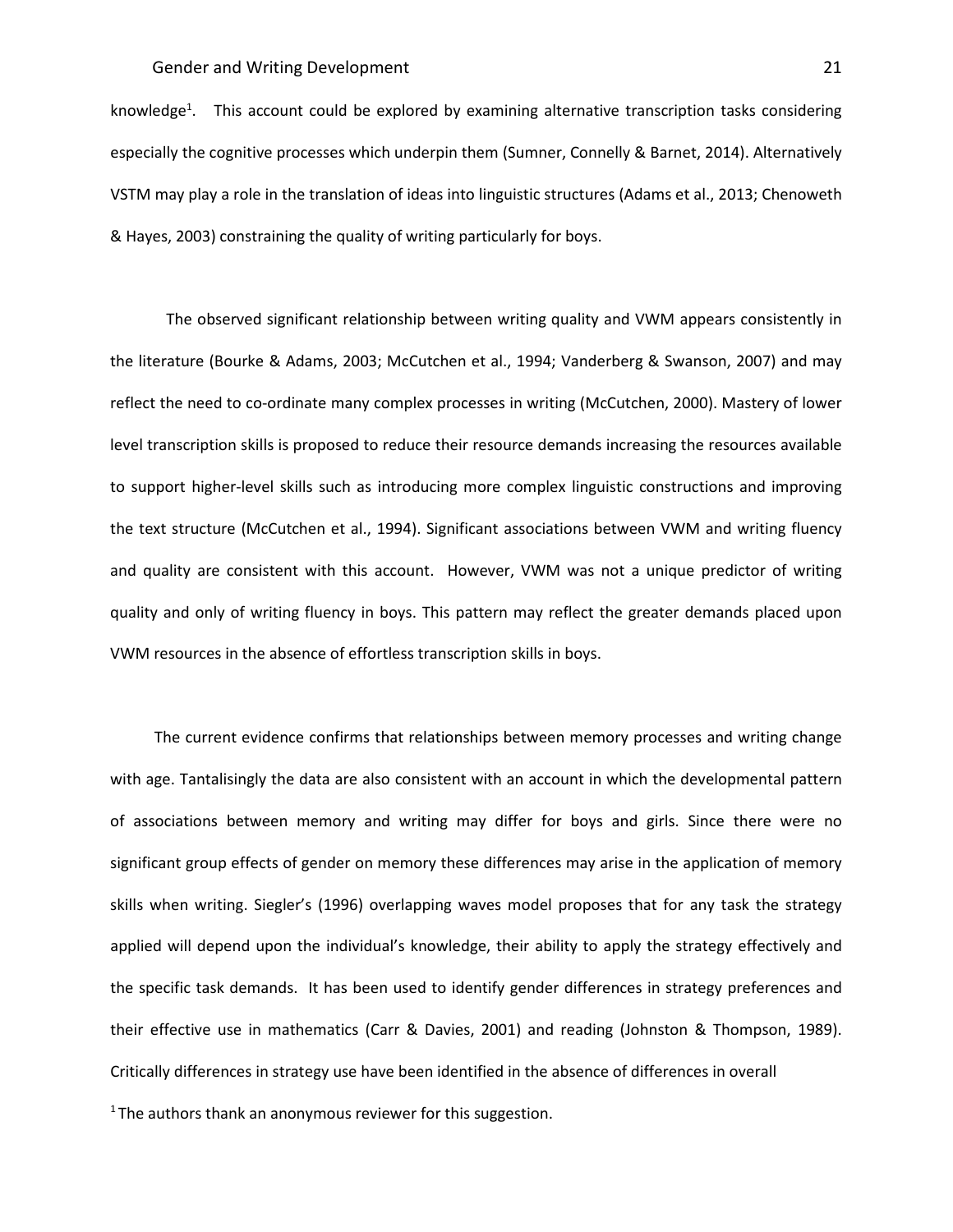knowledge[1]. This account could be explored by examining alternative transcription tasks considering especially the cognitive processes which underpin them (Sumner, Connelly & Barnet, 2014). Alternatively VSTM may play a role in the translation of ideas into linguistic structures (Adams et al., 2013; Chenoweth & Hayes, 2003) constraining the quality of writing particularly for boys.

The observed significant relationship between writing quality and VWM appears consistently in the literature (Bourke & Adams, 2003; McCutchen et al., 1994; Vanderberg & Swanson, 2007) and may reflect the need to co-ordinate many complex processes in writing (McCutchen, 2000). Mastery of lower level transcription skills is proposed to reduce their resource demands increasing the resources available to support higher-level skills such as introducing more complex linguistic constructions and improving the text structure (McCutchen et al., 1994). Significant associations between VWM and writing fluency and quality are consistent with this account. However, VWM was not a unique predictor of writing quality and only of writing fluency in boys. This pattern may reflect the greater demands placed upon VWM resources in the absence of effortless transcription skills in boys.

The current evidence confirms that relationships between memory processes and writing change with age. Tantalisingly the data are also consistent with an account in which the developmental pattern of associations between memory and writing may differ for boys and girls. Since there were no significant group effects of gender on memory these differences may arise in the application of memory skills when writing. Siegler's (1996) overlapping waves model proposes that for any task the strategy applied will depend upon the individual's knowledge, their ability to apply the strategy effectively and the specific task demands. It has been used to identify gender differences in strategy preferences and their effective use in mathematics (Carr & Davies, 2001) and reading (Johnston & Thompson, 1989). Critically differences in strategy use have been identified in the absence of differences in overall

[1] The authors thank an anonymous reviewer for this suggestion.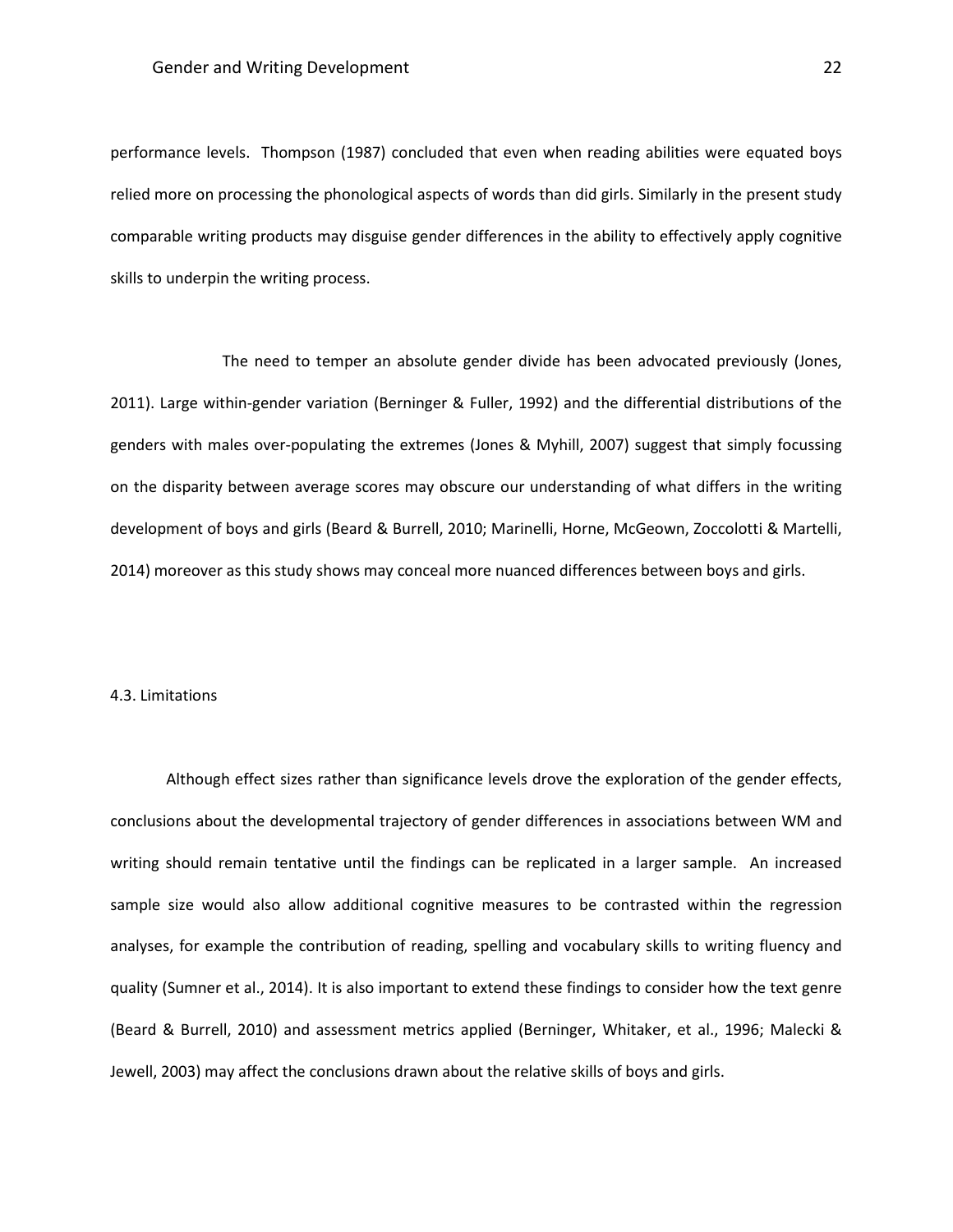performance levels. Thompson (1987) concluded that even when reading abilities were equated boys relied more on processing the phonological aspects of words than did girls. Similarly in the present study comparable writing products may disguise gender differences in the ability to effectively apply cognitive skills to underpin the writing process.

The need to temper an absolute gender divide has been advocated previously (Jones, 2011). Large within-gender variation (Berninger & Fuller, 1992) and the differential distributions of the genders with males over-populating the extremes (Jones & Myhill, 2007) suggest that simply focussing on the disparity between average scores may obscure our understanding of what differs in the writing development of boys and girls (Beard & Burrell, 2010; Marinelli, Horne, McGeown, Zoccolotti & Martelli, 2014) moreover as this study shows may conceal more nuanced differences between boys and girls.

### 4.3. Limitations

Although effect sizes rather than significance levels drove the exploration of the gender effects, conclusions about the developmental trajectory of gender differences in associations between WM and writing should remain tentative until the findings can be replicated in a larger sample. An increased sample size would also allow additional cognitive measures to be contrasted within the regression analyses, for example the contribution of reading, spelling and vocabulary skills to writing fluency and quality (Sumner et al., 2014). It is also important to extend these findings to consider how the text genre (Beard & Burrell, 2010) and assessment metrics applied (Berninger, Whitaker, et al., 1996; Malecki & Jewell, 2003) may affect the conclusions drawn about the relative skills of boys and girls.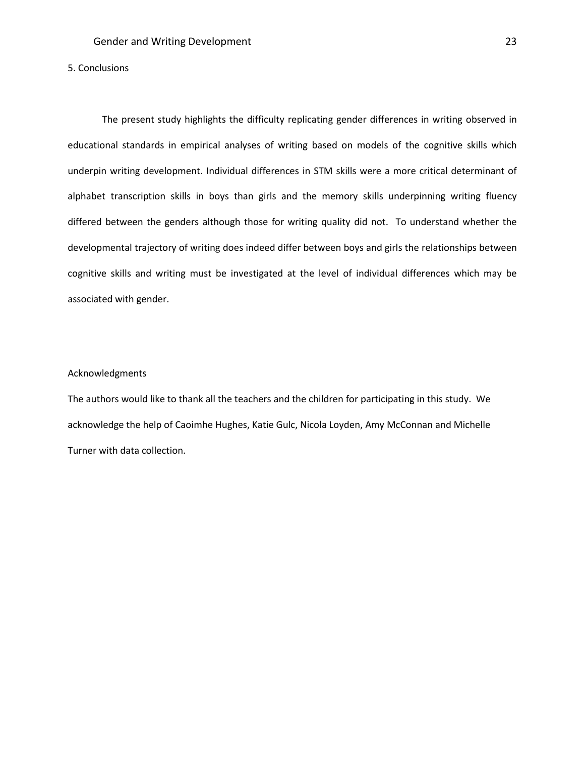## 5. Conclusions

The present study highlights the difficulty replicating gender differences in writing observed in educational standards in empirical analyses of writing based on models of the cognitive skills which underpin writing development. Individual differences in STM skills were a more critical determinant of alphabet transcription skills in boys than girls and the memory skills underpinning writing fluency differed between the genders although those for writing quality did not. To understand whether the developmental trajectory of writing does indeed differ between boys and girls the relationships between cognitive skills and writing must be investigated at the level of individual differences which may be associated with gender.

## Acknowledgments

The authors would like to thank all the teachers and the children for participating in this study. We acknowledge the help of Caoimhe Hughes, Katie Gulc, Nicola Loyden, Amy McConnan and Michelle Turner with data collection.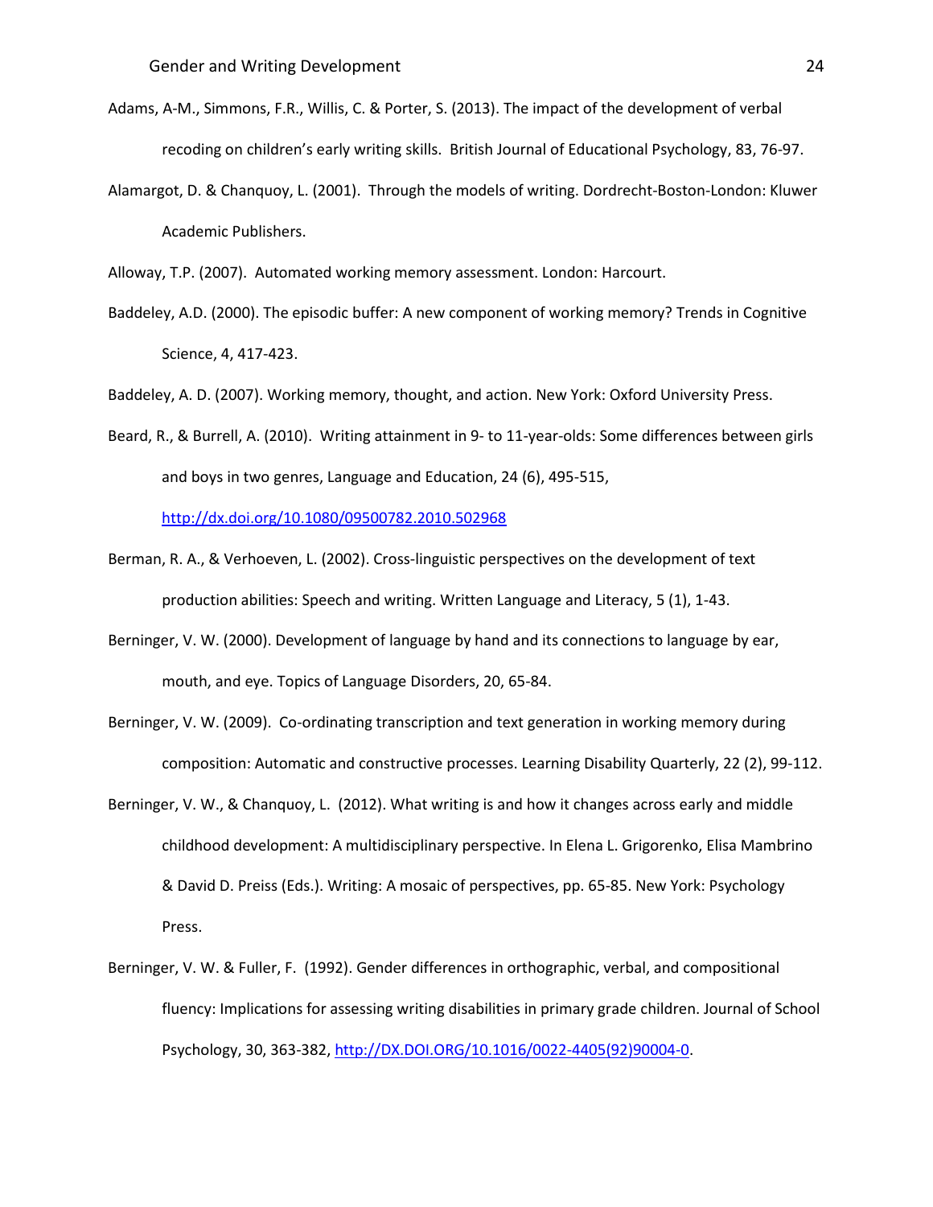Adams, A-M., Simmons, F.R., Willis, C. & Porter, S. (2013). The impact of the development of verbal recoding on children's early writing skills. British Journal of Educational Psychology, 83, 76-97.

Alamargot, D. & Chanquoy, L. (2001). Through the models of writing. Dordrecht-Boston-London: Kluwer Academic Publishers.

Alloway, T.P. (2007). Automated working memory assessment. London: Harcourt.

Baddeley, A.D. (2000). The episodic buffer: A new component of working memory? Trends in Cognitive Science, 4, 417-423.

Baddeley, A. D. (2007). Working memory, thought, and action. New York: Oxford University Press.

Beard, R., & Burrell, A. (2010). Writing attainment in 9- to 11-year-olds: Some differences between girls and boys in two genres, Language and Education, 24 (6), 495-515, http://dx.doi.org/10.1080/09500782.2010.502968

Berman, R. A., & Verhoeven, L. (2002). Cross-linguistic perspectives on the development of text production abilities: Speech and writing. Written Language and Literacy, 5 (1), 1-43.

Berninger, V. W. (2000). Development of language by hand and its connections to language by ear, mouth, and eye. Topics of Language Disorders, 20, 65-84.

Berninger, V. W. (2009). Co-ordinating transcription and text generation in working memory during composition: Automatic and constructive processes. Learning Disability Quarterly, 22 (2), 99-112.

Berninger, V. W., & Chanquoy, L. (2012). What writing is and how it changes across early and middle childhood development: A multidisciplinary perspective. In Elena L. Grigorenko, Elisa Mambrino & David D. Preiss (Eds.). Writing: A mosaic of perspectives, pp. 65-85. New York: Psychology Press.

Berninger, V. W. & Fuller, F. (1992). Gender differences in orthographic, verbal, and compositional fluency: Implications for assessing writing disabilities in primary grade children. Journal of School Psychology, 30, 363-382, http://DX.DOI.ORG/10.1016/0022-4405(92)90004-0.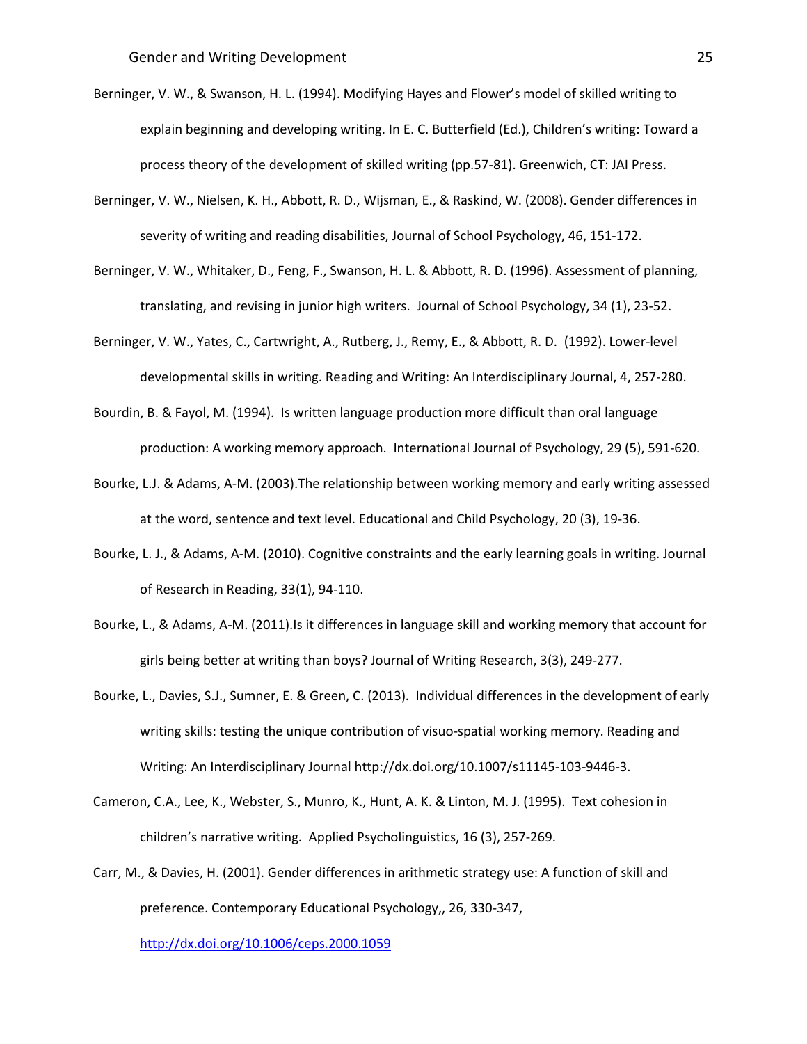Berninger, V. W., & Swanson, H. L. (1994). Modifying Hayes and Flower's model of skilled writing to explain beginning and developing writing. In E. C. Butterfield (Ed.), Children's writing: Toward a process theory of the development of skilled writing (pp.57-81). Greenwich, CT: JAI Press.

Berninger, V. W., Nielsen, K. H., Abbott, R. D., Wijsman, E., & Raskind, W. (2008). Gender differences in severity of writing and reading disabilities, Journal of School Psychology, 46, 151-172.

Berninger, V. W., Whitaker, D., Feng, F., Swanson, H. L. & Abbott, R. D. (1996). Assessment of planning, translating, and revising in junior high writers. Journal of School Psychology, 34 (1), 23-52.

Berninger, V. W., Yates, C., Cartwright, A., Rutberg, J., Remy, E., & Abbott, R. D. (1992). Lower-level developmental skills in writing. Reading and Writing: An Interdisciplinary Journal, 4, 257-280.

Bourdin, B. & Fayol, M. (1994). Is written language production more difficult than oral language production: A working memory approach. International Journal of Psychology, 29 (5), 591-620.

Bourke, L.J. & Adams, A-M. (2003).The relationship between working memory and early writing assessed at the word, sentence and text level. Educational and Child Psychology, 20 (3), 19-36.

Bourke, L. J., & Adams, A-M. (2010). Cognitive constraints and the early learning goals in writing. Journal of Research in Reading, 33(1), 94-110.

Bourke, L., & Adams, A-M. (2011).Is it differences in language skill and working memory that account for girls being better at writing than boys? Journal of Writing Research, 3(3), 249-277.

Bourke, L., Davies, S.J., Sumner, E. & Green, C. (2013). Individual differences in the development of early writing skills: testing the unique contribution of visuo-spatial working memory. Reading and Writing: An Interdisciplinary Journal http://dx.doi.org/10.1007/s11145-103-9446-3.

Cameron, C.A., Lee, K., Webster, S., Munro, K., Hunt, A. K. & Linton, M. J. (1995). Text cohesion in children's narrative writing. Applied Psycholinguistics, 16 (3), 257-269.

Carr, M., & Davies, H. (2001). Gender differences in arithmetic strategy use: A function of skill and preference. Contemporary Educational Psychology,, 26, 330-347, http://dx.doi.org/10.1006/ceps.2000.1059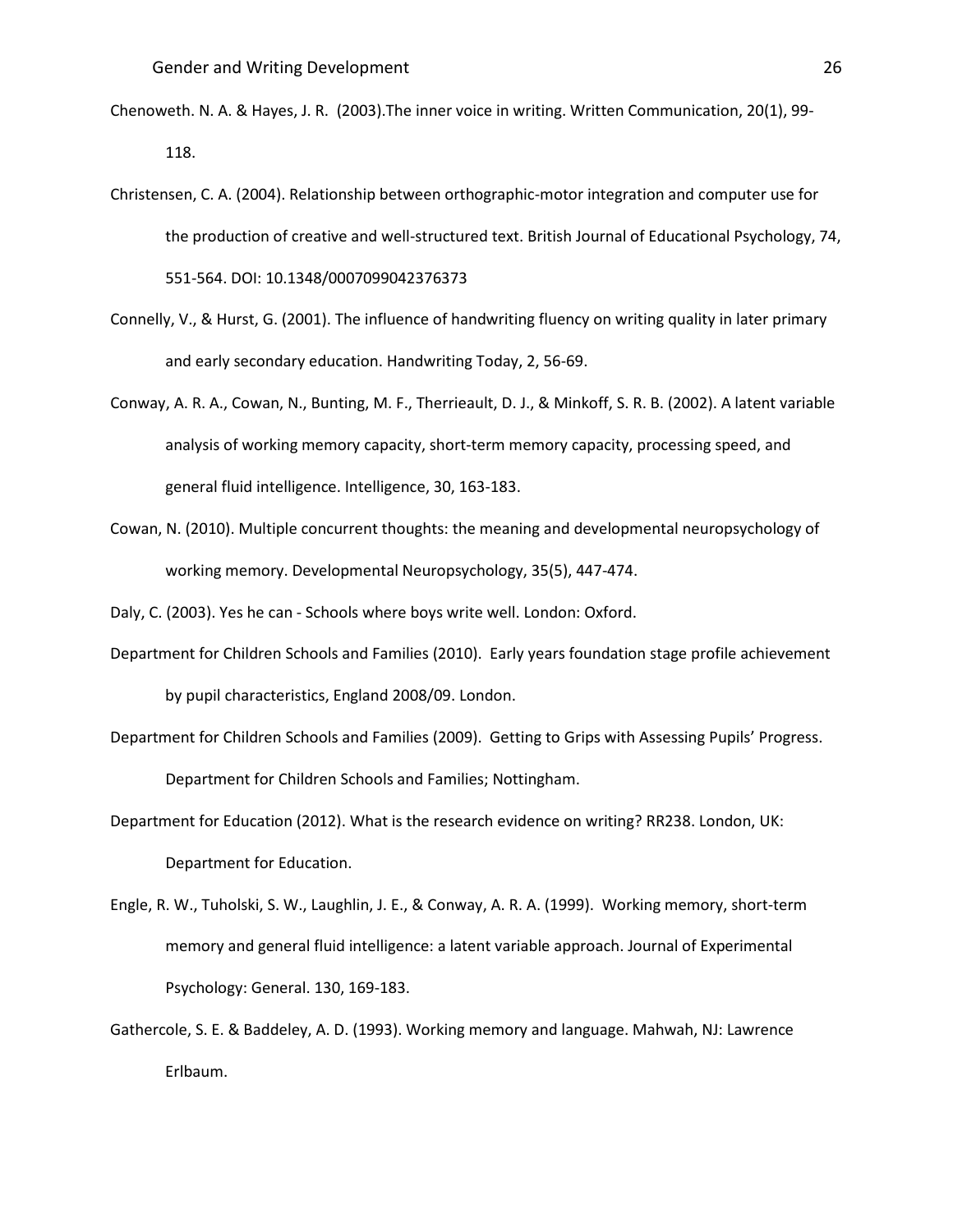Chenoweth. N. A. & Hayes, J. R. (2003).The inner voice in writing. Written Communication, 20(1), 99-118.

Christensen, C. A. (2004). Relationship between orthographic-motor integration and computer use for the production of creative and well-structured text. British Journal of Educational Psychology, 74, 551-564. DOI: 10.1348/0007099042376373

Connelly, V., & Hurst, G. (2001). The influence of handwriting fluency on writing quality in later primary and early secondary education. Handwriting Today, 2, 56-69.

Conway, A. R. A., Cowan, N., Bunting, M. F., Therrieault, D. J., & Minkoff, S. R. B. (2002). A latent variable analysis of working memory capacity, short-term memory capacity, processing speed, and general fluid intelligence. Intelligence, 30, 163-183.

Cowan, N. (2010). Multiple concurrent thoughts: the meaning and developmental neuropsychology of working memory. Developmental Neuropsychology, 35(5), 447-474.

Daly, C. (2003). Yes he can - Schools where boys write well. London: Oxford.

Department for Children Schools and Families (2010). Early years foundation stage profile achievement by pupil characteristics, England 2008/09. London.

Department for Children Schools and Families (2009). Getting to Grips with Assessing Pupils' Progress. Department for Children Schools and Families; Nottingham.

Department for Education (2012). What is the research evidence on writing? RR238. London, UK: Department for Education.

Engle, R. W., Tuholski, S. W., Laughlin, J. E., & Conway, A. R. A. (1999). Working memory, short-term memory and general fluid intelligence: a latent variable approach. Journal of Experimental Psychology: General. 130, 169-183.

Gathercole, S. E. & Baddeley, A. D. (1993). Working memory and language. Mahwah, NJ: Lawrence Erlbaum.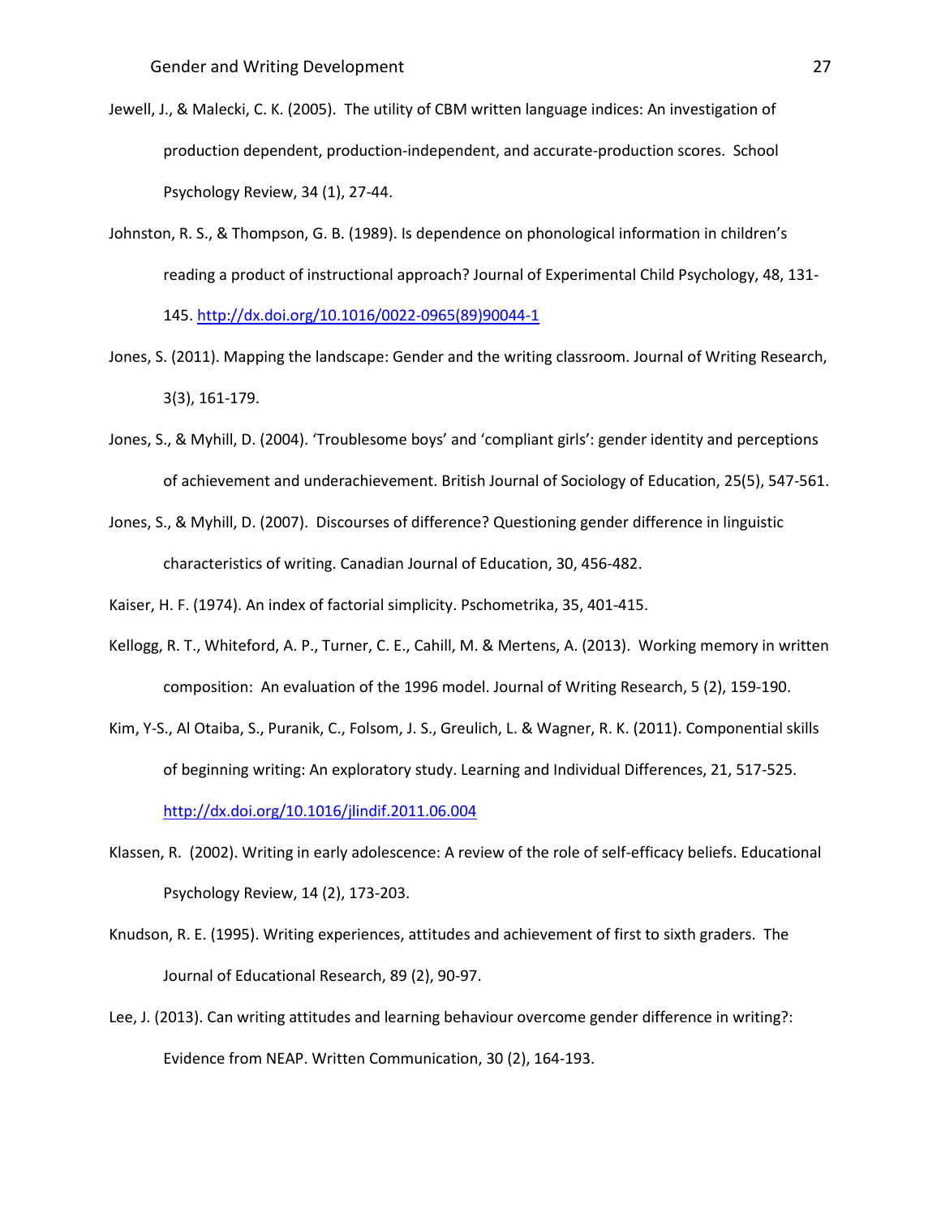Jewell, J., & Malecki, C. K. (2005). The utility of CBM written language indices: An investigation of production dependent, production-independent, and accurate-production scores. School Psychology Review, 34 (1), 27-44.

Johnston, R. S., & Thompson, G. B. (1989). Is dependence on phonological information in children's reading a product of instructional approach? Journal of Experimental Child Psychology, 48, 131-145. http://dx.doi.org/10.1016/0022-0965(89)90044-1

Jones, S. (2011). Mapping the landscape: Gender and the writing classroom. Journal of Writing Research, 3(3), 161-179.

Jones, S., & Myhill, D. (2004). 'Troublesome boys' and 'compliant girls': gender identity and perceptions of achievement and underachievement. British Journal of Sociology of Education, 25(5), 547-561.

Jones, S., & Myhill, D. (2007). Discourses of difference? Questioning gender difference in linguistic characteristics of writing. Canadian Journal of Education, 30, 456-482.

Kaiser, H. F. (1974). An index of factorial simplicity. Pschometrika, 35, 401-415.

Kellogg, R. T., Whiteford, A. P., Turner, C. E., Cahill, M. & Mertens, A. (2013). Working memory in written composition: An evaluation of the 1996 model. Journal of Writing Research, 5 (2), 159-190.

Kim, Y-S., Al Otaiba, S., Puranik, C., Folsom, J. S., Greulich, L. & Wagner, R. K. (2011). Componential skills of beginning writing: An exploratory study. Learning and Individual Differences, 21, 517-525. http://dx.doi.org/10.1016/jlindif.2011.06.004

Klassen, R. (2002). Writing in early adolescence: A review of the role of self-efficacy beliefs. Educational Psychology Review, 14 (2), 173-203.

Knudson, R. E. (1995). Writing experiences, attitudes and achievement of first to sixth graders. The Journal of Educational Research, 89 (2), 90-97.

Lee, J. (2013). Can writing attitudes and learning behaviour overcome gender difference in writing?: Evidence from NEAP. Written Communication, 30 (2), 164-193.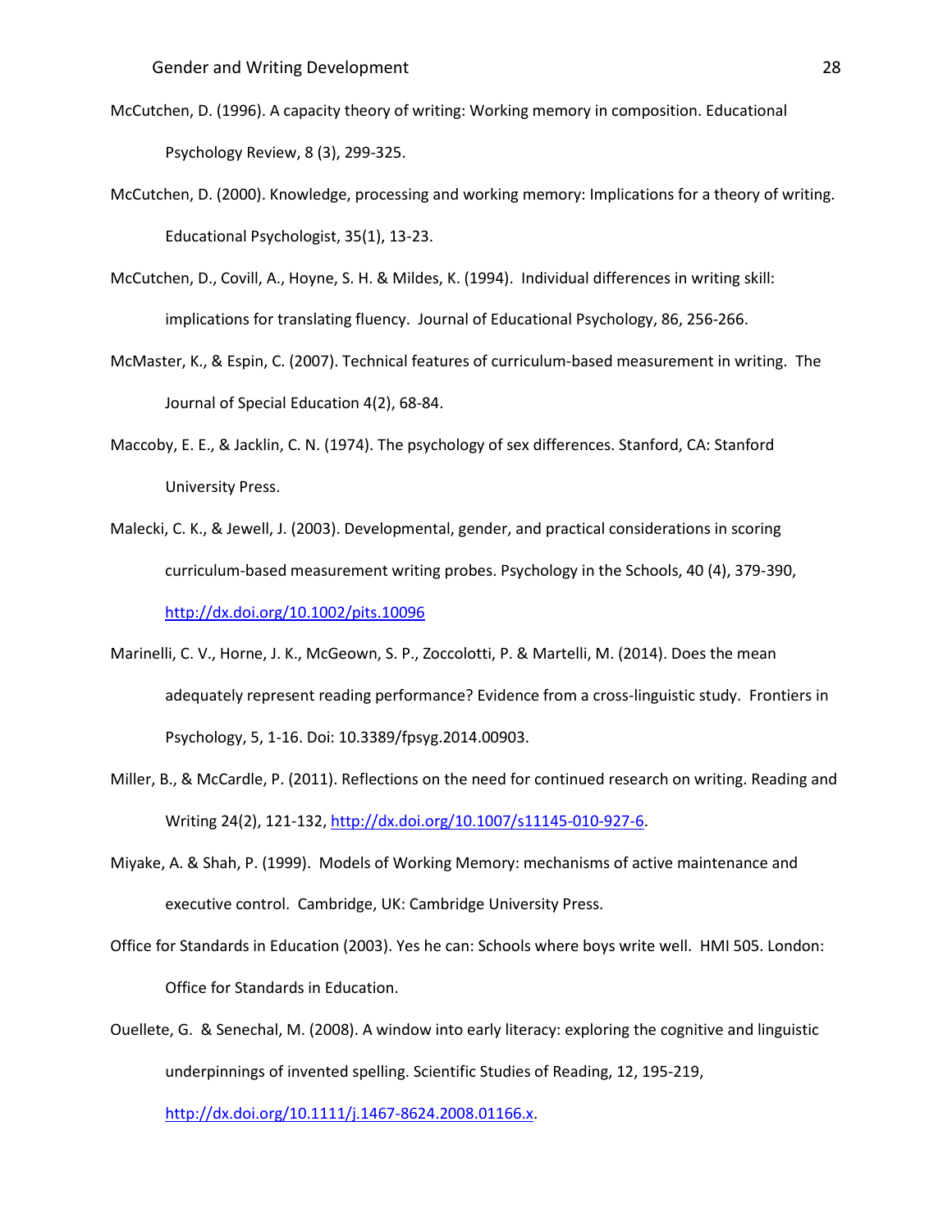McCutchen, D. (1996). A capacity theory of writing: Working memory in composition. Educational Psychology Review, 8 (3), 299-325.

McCutchen, D. (2000). Knowledge, processing and working memory: Implications for a theory of writing. Educational Psychologist, 35(1), 13-23.

McCutchen, D., Covill, A., Hoyne, S. H. & Mildes, K. (1994). Individual differences in writing skill: implications for translating fluency. Journal of Educational Psychology, 86, 256-266.

McMaster, K., & Espin, C. (2007). Technical features of curriculum-based measurement in writing. The Journal of Special Education 4(2), 68-84.

Maccoby, E. E., & Jacklin, C. N. (1974). The psychology of sex differences. Stanford, CA: Stanford University Press.

Malecki, C. K., & Jewell, J. (2003). Developmental, gender, and practical considerations in scoring curriculum-based measurement writing probes. Psychology in the Schools, 40 (4), 379-390, http://dx.doi.org/10.1002/pits.10096

Marinelli, C. V., Horne, J. K., McGeown, S. P., Zoccolotti, P. & Martelli, M. (2014). Does the mean adequately represent reading performance? Evidence from a cross-linguistic study. Frontiers in Psychology, 5, 1-16. Doi: 10.3389/fpsyg.2014.00903.

Miller, B., & McCardle, P. (2011). Reflections on the need for continued research on writing. Reading and Writing 24(2), 121-132, http://dx.doi.org/10.1007/s11145-010-927-6.

Miyake, A. & Shah, P. (1999). Models of Working Memory: mechanisms of active maintenance and executive control. Cambridge, UK: Cambridge University Press.

Office for Standards in Education (2003). Yes he can: Schools where boys write well. HMI 505. London: Office for Standards in Education.

Ouellete, G. & Senechal, M. (2008). A window into early literacy: exploring the cognitive and linguistic underpinnings of invented spelling. Scientific Studies of Reading, 12, 195-219, http://dx.doi.org/10.1111/j.1467-8624.2008.01166.x.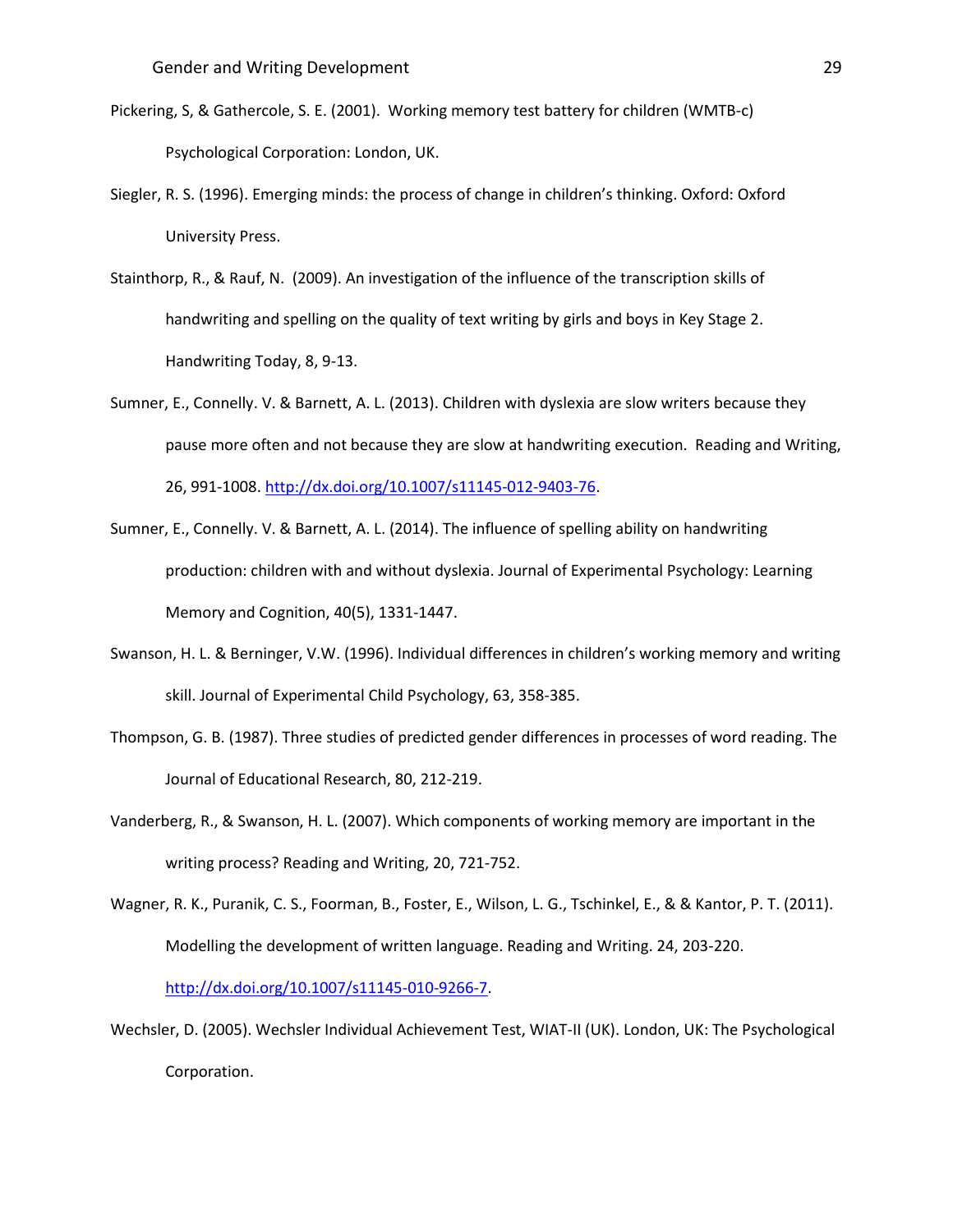Pickering, S, & Gathercole, S. E. (2001). Working memory test battery for children (WMTB-c) Psychological Corporation: London, UK.

Siegler, R. S. (1996). Emerging minds: the process of change in children's thinking. Oxford: Oxford University Press.

Stainthorp, R., & Rauf, N. (2009). An investigation of the influence of the transcription skills of handwriting and spelling on the quality of text writing by girls and boys in Key Stage 2. Handwriting Today, 8, 9-13.

Sumner, E., Connelly. V. & Barnett, A. L. (2013). Children with dyslexia are slow writers because they pause more often and not because they are slow at handwriting execution. Reading and Writing, 26, 991-1008. http://dx.doi.org/10.1007/s11145-012-9403-76.

Sumner, E., Connelly. V. & Barnett, A. L. (2014). The influence of spelling ability on handwriting production: children with and without dyslexia. Journal of Experimental Psychology: Learning Memory and Cognition, 40(5), 1331-1447.

Swanson, H. L. & Berninger, V.W. (1996). Individual differences in children's working memory and writing skill. Journal of Experimental Child Psychology, 63, 358-385.

Thompson, G. B. (1987). Three studies of predicted gender differences in processes of word reading. The Journal of Educational Research, 80, 212-219.

Vanderberg, R., & Swanson, H. L. (2007). Which components of working memory are important in the writing process? Reading and Writing, 20, 721-752.

Wagner, R. K., Puranik, C. S., Foorman, B., Foster, E., Wilson, L. G., Tschinkel, E., & & Kantor, P. T. (2011). Modelling the development of written language. Reading and Writing. 24, 203-220. http://dx.doi.org/10.1007/s11145-010-9266-7.

Wechsler, D. (2005). Wechsler Individual Achievement Test, WIAT-II (UK). London, UK: The Psychological Corporation.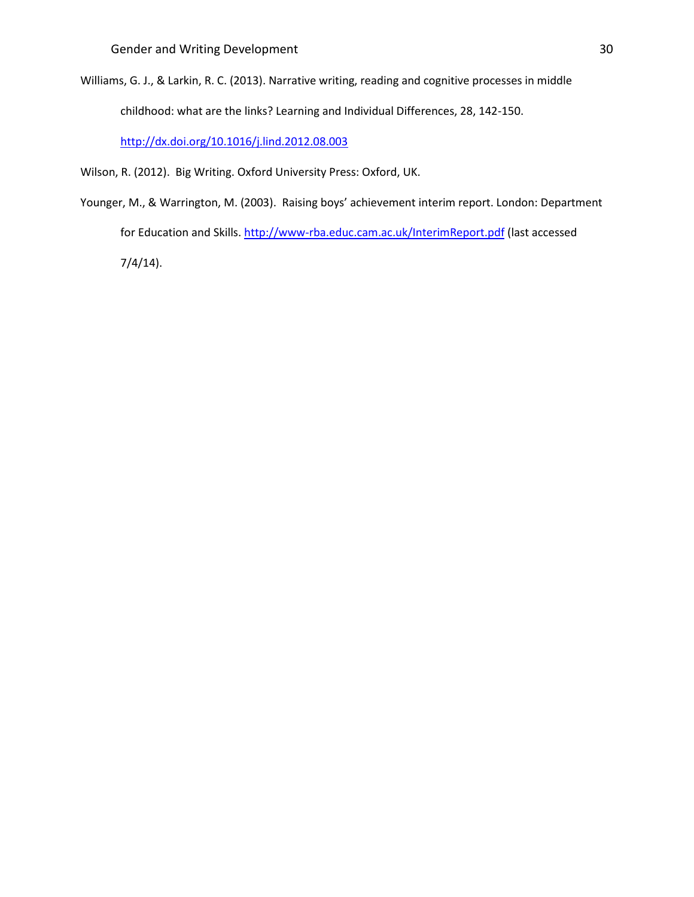Williams, G. J., & Larkin, R. C. (2013). Narrative writing, reading and cognitive processes in middle childhood: what are the links? Learning and Individual Differences, 28, 142-150. http://dx.doi.org/10.1016/j.lind.2012.08.003

Wilson, R. (2012). Big Writing. Oxford University Press: Oxford, UK.

Younger, M., & Warrington, M. (2003). Raising boys' achievement interim report. London: Department for Education and Skills. http://www-rba.educ.cam.ac.uk/InterimReport.pdf (last accessed 7/4/14).